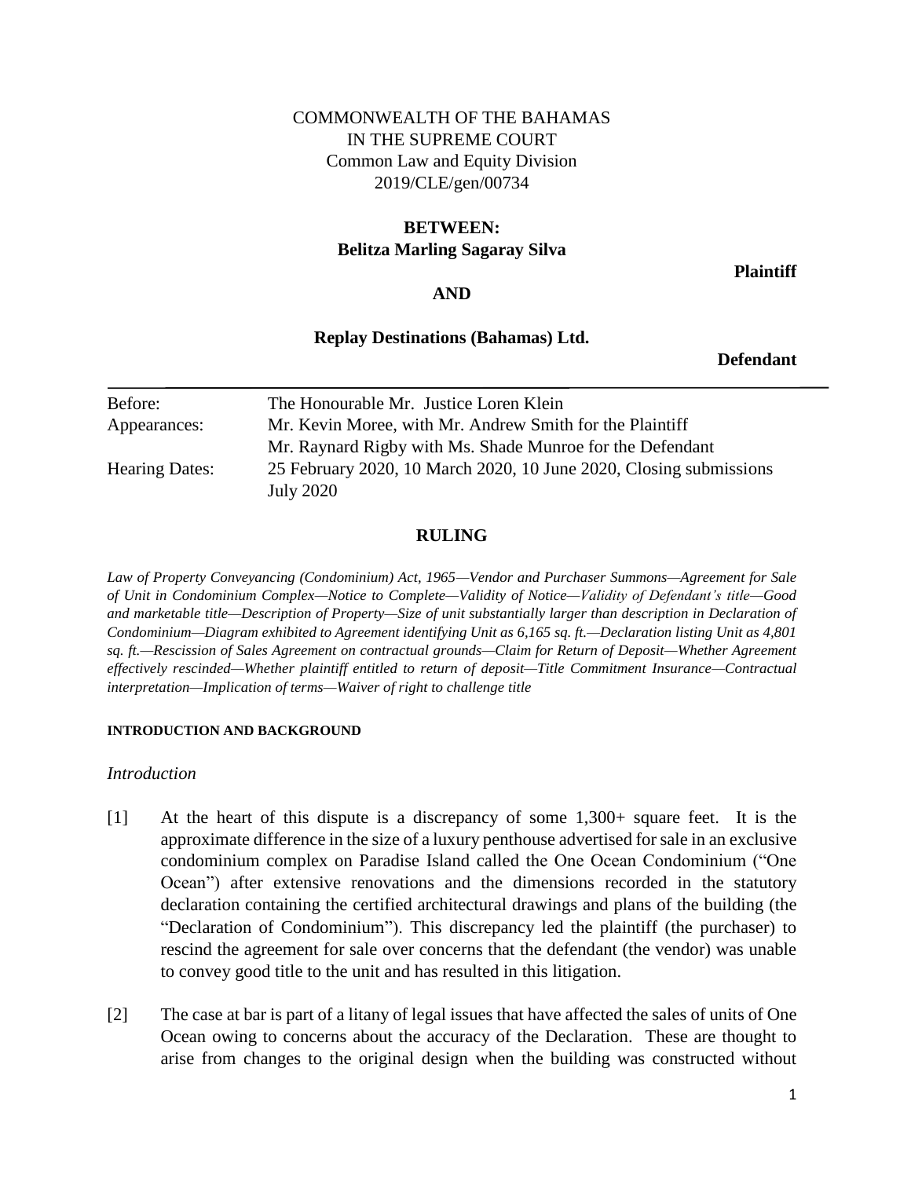COMMONWEALTH OF THE BAHAMAS
IN THE SUPREME COURT
Common Law and Equity Division
2019/CLE/gen/00734

**BETWEEN:**
**Belitza Marling Sagaray Silva**

**Plaintiff**

**AND**

**Replay Destinations (Bahamas) Ltd.**

**Defendant**

| | |
|---|---|
| Before: | The Honourable Mr. Justice Loren Klein |
| Appearances: | Mr. Kevin Moree, with Mr. Andrew Smith for the Plaintiff<br>Mr. Raynard Rigby with Ms. Shade Munroe for the Defendant |
| Hearing Dates: | 25 February 2020, 10 March 2020, 10 June 2020, Closing submissions July 2020 |

## RULING

*Law of Property Conveyancing (Condominium) Act, 1965—Vendor and Purchaser Summons—Agreement for Sale of Unit in Condominium Complex—Notice to Complete—Validity of Notice—Validity of Defendant's title—Good and marketable title—Description of Property—Size of unit substantially larger than description in Declaration of Condominium—Diagram exhibited to Agreement identifying Unit as 6,165 sq. ft.—Declaration listing Unit as 4,801 sq. ft.—Rescission of Sales Agreement on contractual grounds—Claim for Return of Deposit—Whether Agreement effectively rescinded—Whether plaintiff entitled to return of deposit—Title Commitment Insurance—Contractual interpretation—Implication of terms—Waiver of right to challenge title*

### INTRODUCTION AND BACKGROUND

*Introduction*

[1] At the heart of this dispute is a discrepancy of some 1,300+ square feet. It is the approximate difference in the size of a luxury penthouse advertised for sale in an exclusive condominium complex on Paradise Island called the One Ocean Condominium ("One Ocean") after extensive renovations and the dimensions recorded in the statutory declaration containing the certified architectural drawings and plans of the building (the "Declaration of Condominium"). This discrepancy led the plaintiff (the purchaser) to rescind the agreement for sale over concerns that the defendant (the vendor) was unable to convey good title to the unit and has resulted in this litigation.

[2] The case at bar is part of a litany of legal issues that have affected the sales of units of One Ocean owing to concerns about the accuracy of the Declaration. These are thought to arise from changes to the original design when the building was constructed without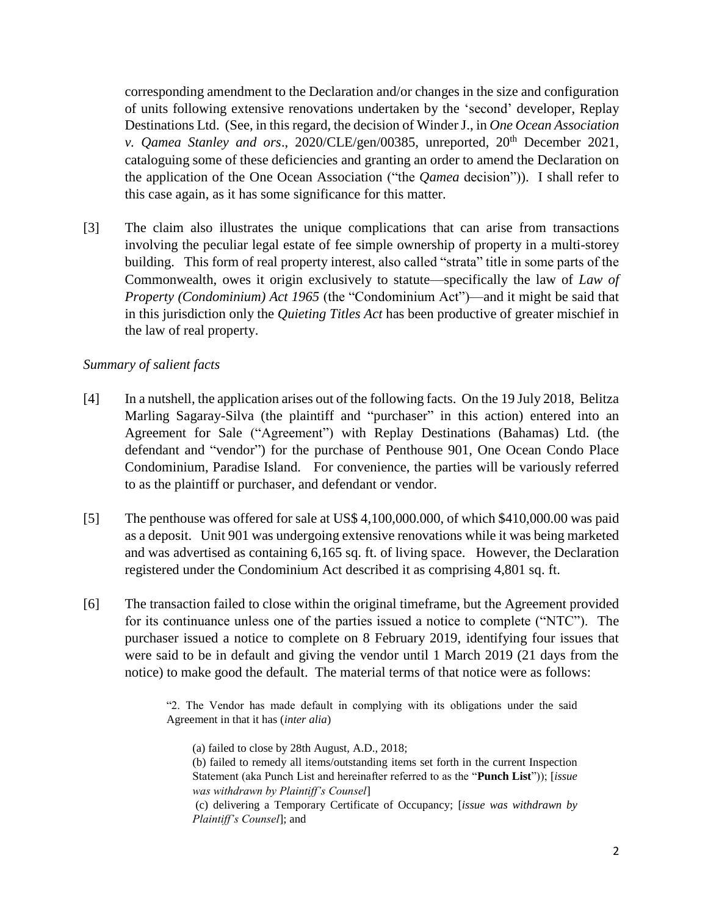corresponding amendment to the Declaration and/or changes in the size and configuration of units following extensive renovations undertaken by the 'second' developer, Replay Destinations Ltd. (See, in this regard, the decision of Winder J., in *One Ocean Association v. Qamea Stanley and ors*., 2020/CLE/gen/00385, unreported, 20th December 2021, cataloguing some of these deficiencies and granting an order to amend the Declaration on the application of the One Ocean Association ("the *Qamea* decision")). I shall refer to this case again, as it has some significance for this matter.

[3] The claim also illustrates the unique complications that can arise from transactions involving the peculiar legal estate of fee simple ownership of property in a multi-storey building. This form of real property interest, also called "strata" title in some parts of the Commonwealth, owes it origin exclusively to statute—specifically the law of *Law of Property (Condominium) Act 1965* (the "Condominium Act")—and it might be said that in this jurisdiction only the *Quieting Titles Act* has been productive of greater mischief in the law of real property.

*Summary of salient facts*

[4] In a nutshell, the application arises out of the following facts. On the 19 July 2018, Belitza Marling Sagaray-Silva (the plaintiff and "purchaser" in this action) entered into an Agreement for Sale ("Agreement") with Replay Destinations (Bahamas) Ltd. (the defendant and "vendor") for the purchase of Penthouse 901, One Ocean Condo Place Condominium, Paradise Island. For convenience, the parties will be variously referred to as the plaintiff or purchaser, and defendant or vendor.

[5] The penthouse was offered for sale at US$ 4,100,000.000, of which $410,000.00 was paid as a deposit. Unit 901 was undergoing extensive renovations while it was being marketed and was advertised as containing 6,165 sq. ft. of living space. However, the Declaration registered under the Condominium Act described it as comprising 4,801 sq. ft.

[6] The transaction failed to close within the original timeframe, but the Agreement provided for its continuance unless one of the parties issued a notice to complete ("NTC"). The purchaser issued a notice to complete on 8 February 2019, identifying four issues that were said to be in default and giving the vendor until 1 March 2019 (21 days from the notice) to make good the default. The material terms of that notice were as follows:

> "2. The Vendor has made default in complying with its obligations under the said Agreement in that it has (*inter alia*)
>
> (a) failed to close by 28th August, A.D., 2018;
>
> (b) failed to remedy all items/outstanding items set forth in the current Inspection Statement (aka Punch List and hereinafter referred to as the "**Punch List**")); [*issue was withdrawn by Plaintiff's Counsel*]
>
> (c) delivering a Temporary Certificate of Occupancy; [*issue was withdrawn by Plaintiff's Counsel*]; and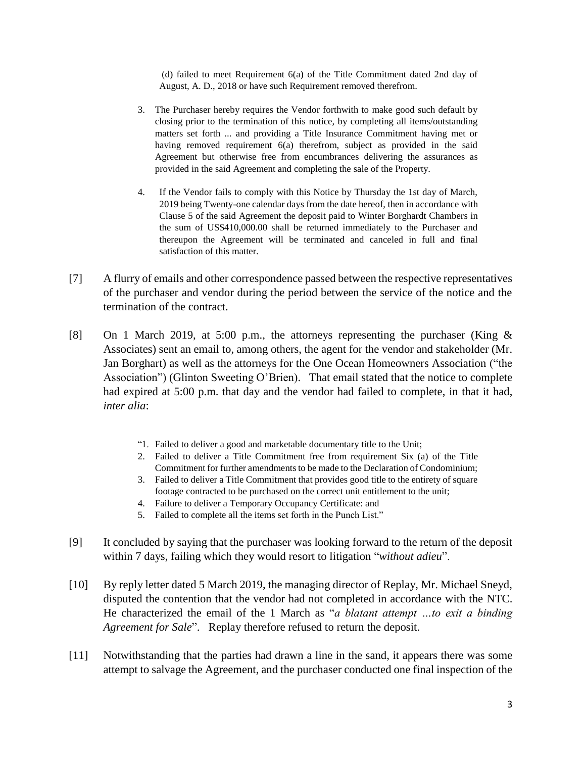> (d) failed to meet Requirement 6(a) of the Title Commitment dated 2nd day of August, A. D., 2018 or have such Requirement removed therefrom.
>
> 3. The Purchaser hereby requires the Vendor forthwith to make good such default by closing prior to the termination of this notice, by completing all items/outstanding matters set forth ... and providing a Title Insurance Commitment having met or having removed requirement 6(a) therefrom, subject as provided in the said Agreement but otherwise free from encumbrances delivering the assurances as provided in the said Agreement and completing the sale of the Property.
>
> 4. If the Vendor fails to comply with this Notice by Thursday the 1st day of March, 2019 being Twenty-one calendar days from the date hereof, then in accordance with Clause 5 of the said Agreement the deposit paid to Winter Borghardt Chambers in the sum of US$410,000.00 shall be returned immediately to the Purchaser and thereupon the Agreement will be terminated and canceled in full and final satisfaction of this matter.

[7] A flurry of emails and other correspondence passed between the respective representatives of the purchaser and vendor during the period between the service of the notice and the termination of the contract.

[8] On 1 March 2019, at 5:00 p.m., the attorneys representing the purchaser (King & Associates) sent an email to, among others, the agent for the vendor and stakeholder (Mr. Jan Borghart) as well as the attorneys for the One Ocean Homeowners Association ("the Association") (Glinton Sweeting O'Brien). That email stated that the notice to complete had expired at 5:00 p.m. that day and the vendor had failed to complete, in that it had, *inter alia*:

> "1. Failed to deliver a good and marketable documentary title to the Unit;
> 2. Failed to deliver a Title Commitment free from requirement Six (a) of the Title Commitment for further amendments to be made to the Declaration of Condominium;
> 3. Failed to deliver a Title Commitment that provides good title to the entirety of square footage contracted to be purchased on the correct unit entitlement to the unit;
> 4. Failure to deliver a Temporary Occupancy Certificate: and
> 5. Failed to complete all the items set forth in the Punch List."

[9] It concluded by saying that the purchaser was looking forward to the return of the deposit within 7 days, failing which they would resort to litigation "*without adieu*".

[10] By reply letter dated 5 March 2019, the managing director of Replay, Mr. Michael Sneyd, disputed the contention that the vendor had not completed in accordance with the NTC. He characterized the email of the 1 March as "*a blatant attempt …to exit a binding Agreement for Sale*". Replay therefore refused to return the deposit.

[11] Notwithstanding that the parties had drawn a line in the sand, it appears there was some attempt to salvage the Agreement, and the purchaser conducted one final inspection of the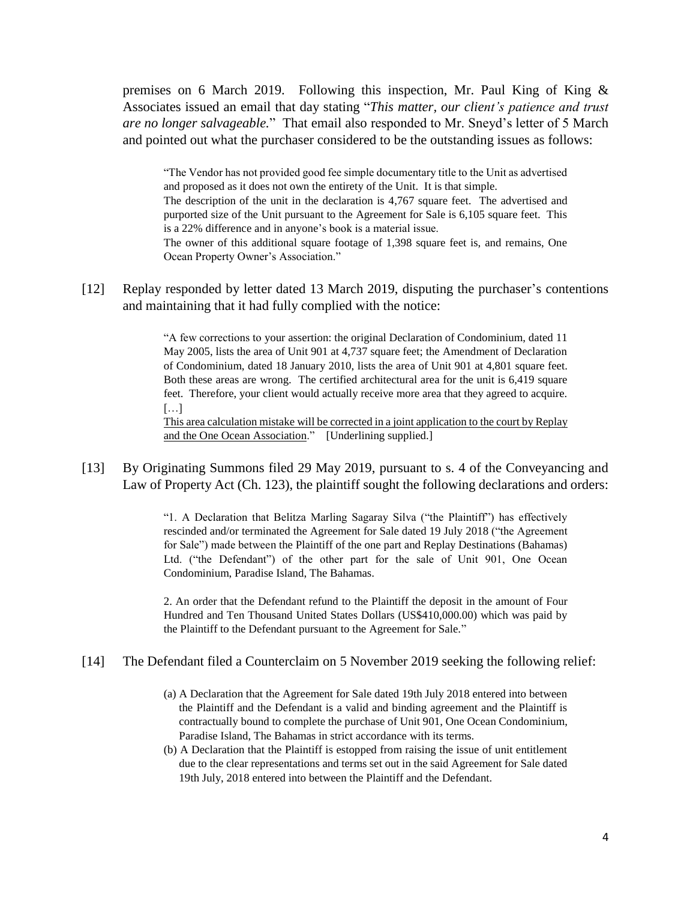premises on 6 March 2019. Following this inspection, Mr. Paul King of King & Associates issued an email that day stating "*This matter, our client's patience and trust are no longer salvageable.*" That email also responded to Mr. Sneyd's letter of 5 March and pointed out what the purchaser considered to be the outstanding issues as follows:

> "The Vendor has not provided good fee simple documentary title to the Unit as advertised and proposed as it does not own the entirety of the Unit. It is that simple.
> The description of the unit in the declaration is 4,767 square feet. The advertised and purported size of the Unit pursuant to the Agreement for Sale is 6,105 square feet. This is a 22% difference and in anyone's book is a material issue.
> The owner of this additional square footage of 1,398 square feet is, and remains, One Ocean Property Owner's Association."

[12] Replay responded by letter dated 13 March 2019, disputing the purchaser's contentions and maintaining that it had fully complied with the notice:

> "A few corrections to your assertion: the original Declaration of Condominium, dated 11 May 2005, lists the area of Unit 901 at 4,737 square feet; the Amendment of Declaration of Condominium, dated 18 January 2010, lists the area of Unit 901 at 4,801 square feet. Both these areas are wrong. The certified architectural area for the unit is 6,419 square feet. Therefore, your client would actually receive more area that they agreed to acquire.
> […]
> <u>This area calculation mistake will be corrected in a joint application to the court by Replay and the One Ocean Association</u>." [Underlining supplied.]

[13] By Originating Summons filed 29 May 2019, pursuant to s. 4 of the Conveyancing and Law of Property Act (Ch. 123), the plaintiff sought the following declarations and orders:

> "1. A Declaration that Belitza Marling Sagaray Silva ("the Plaintiff") has effectively rescinded and/or terminated the Agreement for Sale dated 19 July 2018 ("the Agreement for Sale") made between the Plaintiff of the one part and Replay Destinations (Bahamas) Ltd. ("the Defendant") of the other part for the sale of Unit 901, One Ocean Condominium, Paradise Island, The Bahamas.
>
> 2. An order that the Defendant refund to the Plaintiff the deposit in the amount of Four Hundred and Ten Thousand United States Dollars (US$410,000.00) which was paid by the Plaintiff to the Defendant pursuant to the Agreement for Sale."

[14] The Defendant filed a Counterclaim on 5 November 2019 seeking the following relief:

> (a) A Declaration that the Agreement for Sale dated 19th July 2018 entered into between the Plaintiff and the Defendant is a valid and binding agreement and the Plaintiff is contractually bound to complete the purchase of Unit 901, One Ocean Condominium, Paradise Island, The Bahamas in strict accordance with its terms.
> (b) A Declaration that the Plaintiff is estopped from raising the issue of unit entitlement due to the clear representations and terms set out in the said Agreement for Sale dated 19th July, 2018 entered into between the Plaintiff and the Defendant.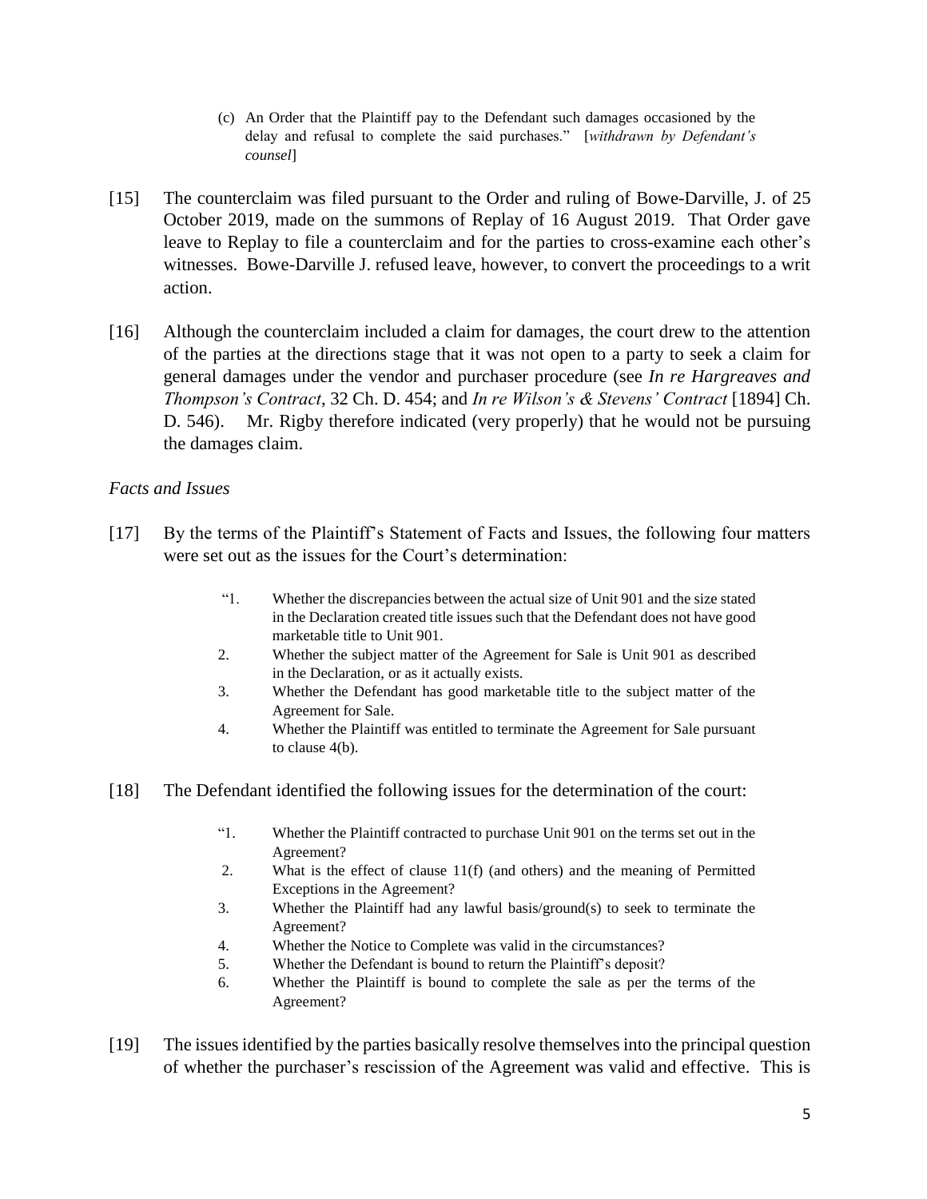(c) An Order that the Plaintiff pay to the Defendant such damages occasioned by the delay and refusal to complete the said purchases." [*withdrawn by Defendant's counsel*]

[15] The counterclaim was filed pursuant to the Order and ruling of Bowe-Darville, J. of 25 October 2019, made on the summons of Replay of 16 August 2019. That Order gave leave to Replay to file a counterclaim and for the parties to cross-examine each other's witnesses. Bowe-Darville J. refused leave, however, to convert the proceedings to a writ action.

[16] Although the counterclaim included a claim for damages, the court drew to the attention of the parties at the directions stage that it was not open to a party to seek a claim for general damages under the vendor and purchaser procedure (see *In re Hargreaves and Thompson's Contract*, 32 Ch. D. 454; and *In re Wilson's & Stevens' Contract* [1894] Ch. D. 546). Mr. Rigby therefore indicated (very properly) that he would not be pursuing the damages claim.

*Facts and Issues*

[17] By the terms of the Plaintiff's Statement of Facts and Issues, the following four matters were set out as the issues for the Court's determination:

> "1. Whether the discrepancies between the actual size of Unit 901 and the size stated in the Declaration created title issues such that the Defendant does not have good marketable title to Unit 901.
> 2. Whether the subject matter of the Agreement for Sale is Unit 901 as described in the Declaration, or as it actually exists.
> 3. Whether the Defendant has good marketable title to the subject matter of the Agreement for Sale.
> 4. Whether the Plaintiff was entitled to terminate the Agreement for Sale pursuant to clause 4(b).

[18] The Defendant identified the following issues for the determination of the court:

> "1. Whether the Plaintiff contracted to purchase Unit 901 on the terms set out in the Agreement?
> 2. What is the effect of clause 11(f) (and others) and the meaning of Permitted Exceptions in the Agreement?
> 3. Whether the Plaintiff had any lawful basis/ground(s) to seek to terminate the Agreement?
> 4. Whether the Notice to Complete was valid in the circumstances?
> 5. Whether the Defendant is bound to return the Plaintiff's deposit?
> 6. Whether the Plaintiff is bound to complete the sale as per the terms of the Agreement?

[19] The issues identified by the parties basically resolve themselves into the principal question of whether the purchaser's rescission of the Agreement was valid and effective. This is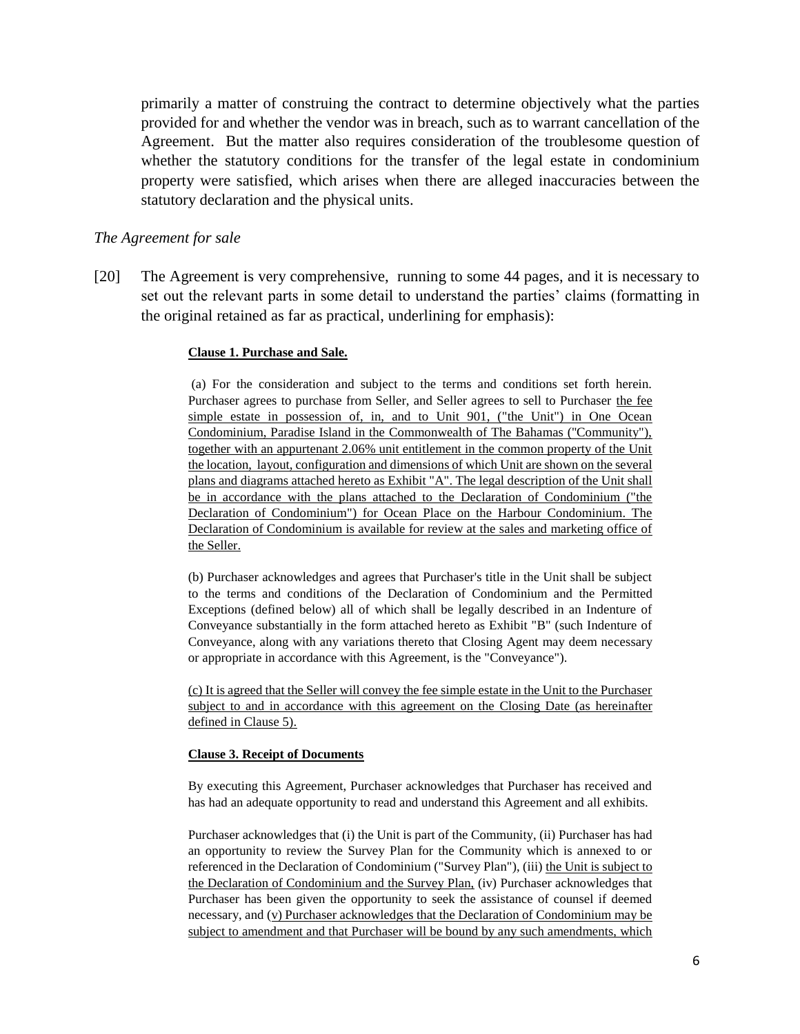primarily a matter of construing the contract to determine objectively what the parties provided for and whether the vendor was in breach, such as to warrant cancellation of the Agreement. But the matter also requires consideration of the troublesome question of whether the statutory conditions for the transfer of the legal estate in condominium property were satisfied, which arises when there are alleged inaccuracies between the statutory declaration and the physical units.

*The Agreement for sale*

[20] The Agreement is very comprehensive, running to some 44 pages, and it is necessary to set out the relevant parts in some detail to understand the parties' claims (formatting in the original retained as far as practical, underlining for emphasis):

> **Clause 1. Purchase and Sale.**
>
> (a) For the consideration and subject to the terms and conditions set forth herein. Purchaser agrees to purchase from Seller, and Seller agrees to sell to Purchaser <u>the fee simple estate in possession of, in, and to Unit 901, ("the Unit") in One Ocean Condominium, Paradise Island in the Commonwealth of The Bahamas ("Community"), together with an appurtenant 2.06% unit entitlement in the common property of the Unit the location, layout, configuration and dimensions of which Unit are shown on the several plans and diagrams attached hereto as Exhibit "A". The legal description of the Unit shall be in accordance with the plans attached to the Declaration of Condominium ("the Declaration of Condominium") for Ocean Place on the Harbour Condominium. The Declaration of Condominium is available for review at the sales and marketing office of the Seller.</u>
>
> (b) Purchaser acknowledges and agrees that Purchaser's title in the Unit shall be subject to the terms and conditions of the Declaration of Condominium and the Permitted Exceptions (defined below) all of which shall be legally described in an Indenture of Conveyance substantially in the form attached hereto as Exhibit "B" (such Indenture of Conveyance, along with any variations thereto that Closing Agent may deem necessary or appropriate in accordance with this Agreement, is the "Conveyance").
>
> <u>(c) It is agreed that the Seller will convey the fee simple estate in the Unit to the Purchaser subject to and in accordance with this agreement on the Closing Date (as hereinafter defined in Clause 5).</u>
>
> **Clause 3. Receipt of Documents**
>
> By executing this Agreement, Purchaser acknowledges that Purchaser has received and has had an adequate opportunity to read and understand this Agreement and all exhibits.
>
> Purchaser acknowledges that (i) the Unit is part of the Community, (ii) Purchaser has had an opportunity to review the Survey Plan for the Community which is annexed to or referenced in the Declaration of Condominium ("Survey Plan"), (iii) <u>the Unit is subject to the Declaration of Condominium and the Survey Plan,</u> (iv) Purchaser acknowledges that Purchaser has been given the opportunity to seek the assistance of counsel if deemed necessary, and (<u>v) Purchaser acknowledges that the Declaration of Condominium may be subject to amendment and that Purchaser will be bound by any such amendments, which</u>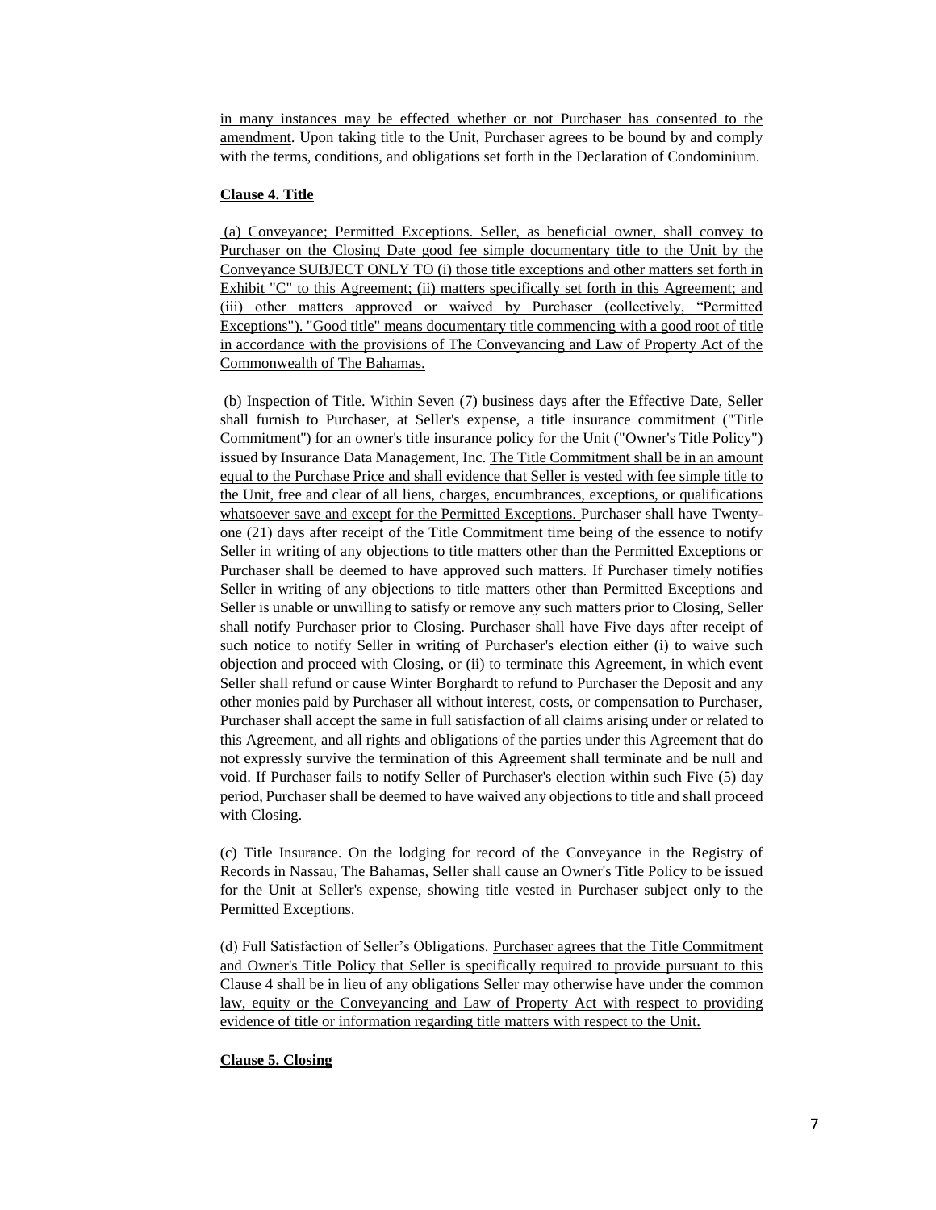in many instances may be effected whether or not Purchaser has consented to the amendment. Upon taking title to the Unit, Purchaser agrees to be bound by and comply with the terms, conditions, and obligations set forth in the Declaration of Condominium.

**Clause 4. Title**

(a) Conveyance; Permitted Exceptions. Seller, as beneficial owner, shall convey to Purchaser on the Closing Date good fee simple documentary title to the Unit by the Conveyance SUBJECT ONLY TO (i) those title exceptions and other matters set forth in Exhibit "C" to this Agreement; (ii) matters specifically set forth in this Agreement; and (iii) other matters approved or waived by Purchaser (collectively, "Permitted Exceptions"). "Good title" means documentary title commencing with a good root of title in accordance with the provisions of The Conveyancing and Law of Property Act of the Commonwealth of The Bahamas.

(b) Inspection of Title. Within Seven (7) business days after the Effective Date, Seller shall furnish to Purchaser, at Seller's expense, a title insurance commitment ("Title Commitment") for an owner's title insurance policy for the Unit ("Owner's Title Policy") issued by Insurance Data Management, Inc. The Title Commitment shall be in an amount equal to the Purchase Price and shall evidence that Seller is vested with fee simple title to the Unit, free and clear of all liens, charges, encumbrances, exceptions, or qualifications whatsoever save and except for the Permitted Exceptions. Purchaser shall have Twenty-one (21) days after receipt of the Title Commitment time being of the essence to notify Seller in writing of any objections to title matters other than the Permitted Exceptions or Purchaser shall be deemed to have approved such matters. If Purchaser timely notifies Seller in writing of any objections to title matters other than Permitted Exceptions and Seller is unable or unwilling to satisfy or remove any such matters prior to Closing, Seller shall notify Purchaser prior to Closing. Purchaser shall have Five days after receipt of such notice to notify Seller in writing of Purchaser's election either (i) to waive such objection and proceed with Closing, or (ii) to terminate this Agreement, in which event Seller shall refund or cause Winter Borghardt to refund to Purchaser the Deposit and any other monies paid by Purchaser all without interest, costs, or compensation to Purchaser, Purchaser shall accept the same in full satisfaction of all claims arising under or related to this Agreement, and all rights and obligations of the parties under this Agreement that do not expressly survive the termination of this Agreement shall terminate and be null and void. If Purchaser fails to notify Seller of Purchaser's election within such Five (5) day period, Purchaser shall be deemed to have waived any objections to title and shall proceed with Closing.

(c) Title Insurance. On the lodging for record of the Conveyance in the Registry of Records in Nassau, The Bahamas, Seller shall cause an Owner's Title Policy to be issued for the Unit at Seller's expense, showing title vested in Purchaser subject only to the Permitted Exceptions.

(d) Full Satisfaction of Seller's Obligations. Purchaser agrees that the Title Commitment and Owner's Title Policy that Seller is specifically required to provide pursuant to this Clause 4 shall be in lieu of any obligations Seller may otherwise have under the common law, equity or the Conveyancing and Law of Property Act with respect to providing evidence of title or information regarding title matters with respect to the Unit.

**Clause 5. Closing**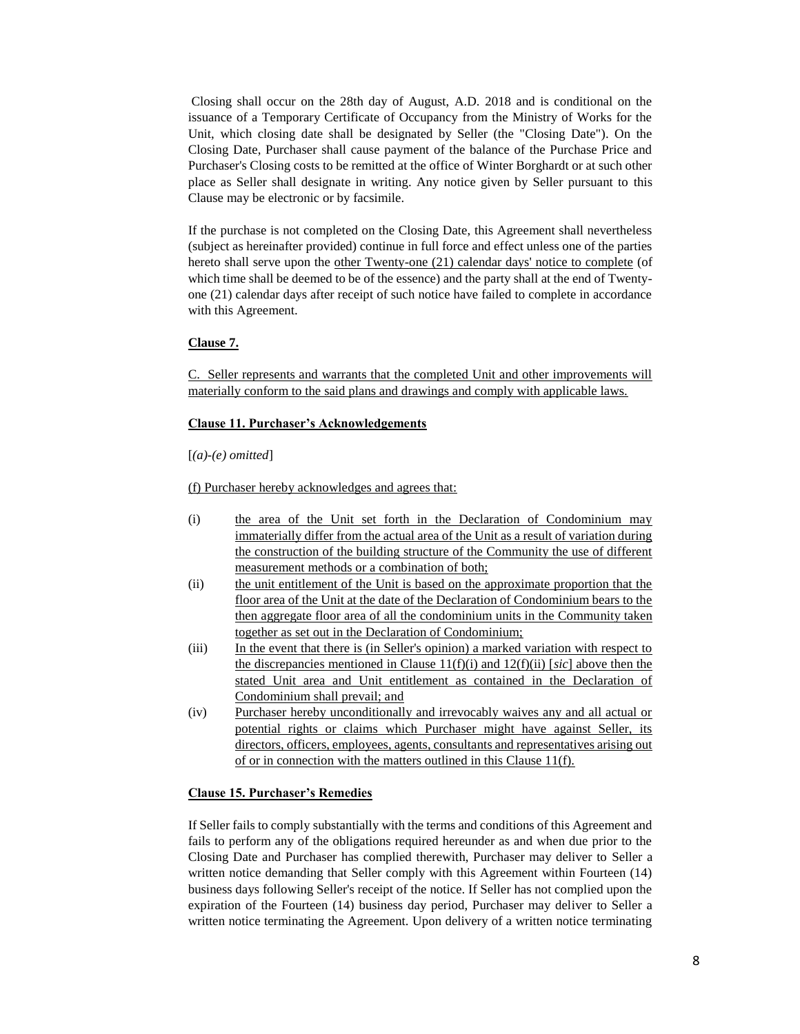Closing shall occur on the 28th day of August, A.D. 2018 and is conditional on the issuance of a Temporary Certificate of Occupancy from the Ministry of Works for the Unit, which closing date shall be designated by Seller (the "Closing Date"). On the Closing Date, Purchaser shall cause payment of the balance of the Purchase Price and Purchaser's Closing costs to be remitted at the office of Winter Borghardt or at such other place as Seller shall designate in writing. Any notice given by Seller pursuant to this Clause may be electronic or by facsimile.

If the purchase is not completed on the Closing Date, this Agreement shall nevertheless (subject as hereinafter provided) continue in full force and effect unless one of the parties hereto shall serve upon the <u>other Twenty-one (21) calendar days' notice to complete</u> (of which time shall be deemed to be of the essence) and the party shall at the end of Twenty-one (21) calendar days after receipt of such notice have failed to complete in accordance with this Agreement.

**<u>Clause 7.</u>**

<u>C. Seller represents and warrants that the completed Unit and other improvements will materially conform to the said plans and drawings and comply with applicable laws.</u>

**<u>Clause 11. Purchaser's Acknowledgements</u>**

[*(a)-(e) omitted*]

<u>(f) Purchaser hereby acknowledges and agrees that:</u>

(i) <u>the area of the Unit set forth in the Declaration of Condominium may immaterially differ from the actual area of the Unit as a result of variation during the construction of the building structure of the Community the use of different measurement methods or a combination of both;</u>

(ii) <u>the unit entitlement of the Unit is based on the approximate proportion that the floor area of the Unit at the date of the Declaration of Condominium bears to the then aggregate floor area of all the condominium units in the Community taken together as set out in the Declaration of Condominium;</u>

(iii) <u>In the event that there is (in Seller's opinion) a marked variation with respect to the discrepancies mentioned in Clause 11(f)(i) and 12(f)(ii) [*sic*] above then the stated Unit area and Unit entitlement as contained in the Declaration of Condominium shall prevail; and</u>

(iv) <u>Purchaser hereby unconditionally and irrevocably waives any and all actual or potential rights or claims which Purchaser might have against Seller, its directors, officers, employees, agents, consultants and representatives arising out of or in connection with the matters outlined in this Clause 11(f).</u>

**<u>Clause 15. Purchaser's Remedies</u>**

If Seller fails to comply substantially with the terms and conditions of this Agreement and fails to perform any of the obligations required hereunder as and when due prior to the Closing Date and Purchaser has complied therewith, Purchaser may deliver to Seller a written notice demanding that Seller comply with this Agreement within Fourteen (14) business days following Seller's receipt of the notice. If Seller has not complied upon the expiration of the Fourteen (14) business day period, Purchaser may deliver to Seller a written notice terminating the Agreement. Upon delivery of a written notice terminating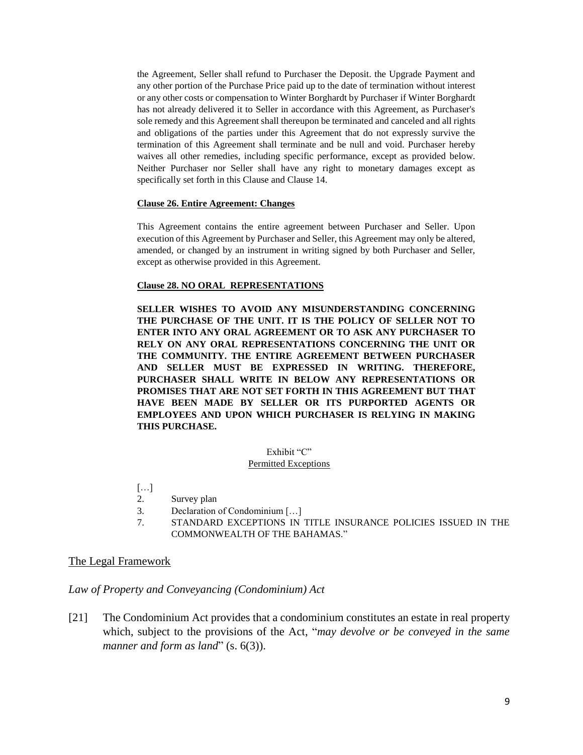the Agreement, Seller shall refund to Purchaser the Deposit. the Upgrade Payment and any other portion of the Purchase Price paid up to the date of termination without interest or any other costs or compensation to Winter Borghardt by Purchaser if Winter Borghardt has not already delivered it to Seller in accordance with this Agreement, as Purchaser's sole remedy and this Agreement shall thereupon be terminated and canceled and all rights and obligations of the parties under this Agreement that do not expressly survive the termination of this Agreement shall terminate and be null and void. Purchaser hereby waives all other remedies, including specific performance, except as provided below. Neither Purchaser nor Seller shall have any right to monetary damages except as specifically set forth in this Clause and Clause 14.

**Clause 26. Entire Agreement: Changes**

This Agreement contains the entire agreement between Purchaser and Seller. Upon execution of this Agreement by Purchaser and Seller, this Agreement may only be altered, amended, or changed by an instrument in writing signed by both Purchaser and Seller, except as otherwise provided in this Agreement.

**Clause 28. NO ORAL REPRESENTATIONS**

**SELLER WISHES TO AVOID ANY MISUNDERSTANDING CONCERNING THE PURCHASE OF THE UNIT. IT IS THE POLICY OF SELLER NOT TO ENTER INTO ANY ORAL AGREEMENT OR TO ASK ANY PURCHASER TO RELY ON ANY ORAL REPRESENTATIONS CONCERNING THE UNIT OR THE COMMUNITY. THE ENTIRE AGREEMENT BETWEEN PURCHASER AND SELLER MUST BE EXPRESSED IN WRITING. THEREFORE, PURCHASER SHALL WRITE IN BELOW ANY REPRESENTATIONS OR PROMISES THAT ARE NOT SET FORTH IN THIS AGREEMENT BUT THAT HAVE BEEN MADE BY SELLER OR ITS PURPORTED AGENTS OR EMPLOYEES AND UPON WHICH PURCHASER IS RELYING IN MAKING THIS PURCHASE.**

Exhibit "C"
Permitted Exceptions

[…]

2. Survey plan
3. Declaration of Condominium […]
7. STANDARD EXCEPTIONS IN TITLE INSURANCE POLICIES ISSUED IN THE COMMONWEALTH OF THE BAHAMAS."

## The Legal Framework

*Law of Property and Conveyancing (Condominium) Act*

[21] The Condominium Act provides that a condominium constitutes an estate in real property which, subject to the provisions of the Act, "*may devolve or be conveyed in the same manner and form as land*" (s. 6(3)).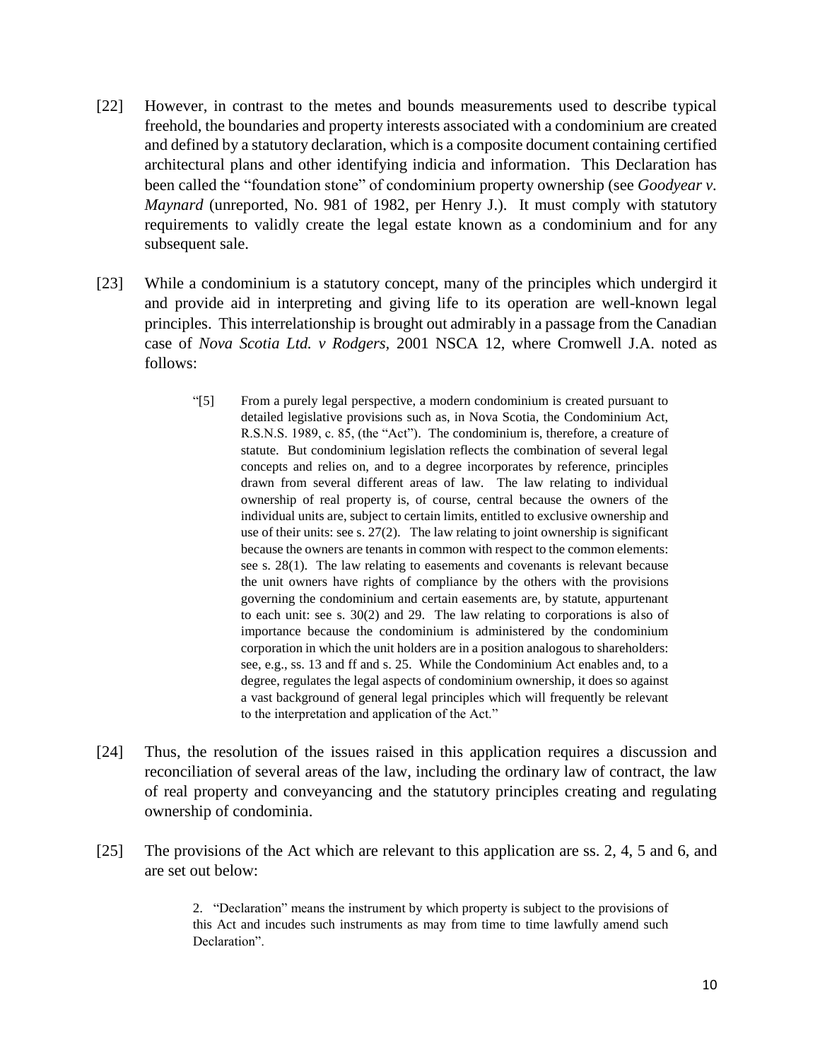[22] However, in contrast to the metes and bounds measurements used to describe typical freehold, the boundaries and property interests associated with a condominium are created and defined by a statutory declaration, which is a composite document containing certified architectural plans and other identifying indicia and information. This Declaration has been called the "foundation stone" of condominium property ownership (see *Goodyear v. Maynard* (unreported, No. 981 of 1982, per Henry J.). It must comply with statutory requirements to validly create the legal estate known as a condominium and for any subsequent sale.

[23] While a condominium is a statutory concept, many of the principles which undergird it and provide aid in interpreting and giving life to its operation are well-known legal principles. This interrelationship is brought out admirably in a passage from the Canadian case of *Nova Scotia Ltd. v Rodgers*, 2001 NSCA 12, where Cromwell J.A. noted as follows:

> "[5] From a purely legal perspective, a modern condominium is created pursuant to detailed legislative provisions such as, in Nova Scotia, the Condominium Act, R.S.N.S. 1989, c. 85, (the "Act"). The condominium is, therefore, a creature of statute. But condominium legislation reflects the combination of several legal concepts and relies on, and to a degree incorporates by reference, principles drawn from several different areas of law. The law relating to individual ownership of real property is, of course, central because the owners of the individual units are, subject to certain limits, entitled to exclusive ownership and use of their units: see s. 27(2). The law relating to joint ownership is significant because the owners are tenants in common with respect to the common elements: see s. 28(1). The law relating to easements and covenants is relevant because the unit owners have rights of compliance by the others with the provisions governing the condominium and certain easements are, by statute, appurtenant to each unit: see s. 30(2) and 29. The law relating to corporations is also of importance because the condominium is administered by the condominium corporation in which the unit holders are in a position analogous to shareholders: see, e.g., ss. 13 and ff and s. 25. While the Condominium Act enables and, to a degree, regulates the legal aspects of condominium ownership, it does so against a vast background of general legal principles which will frequently be relevant to the interpretation and application of the Act."

[24] Thus, the resolution of the issues raised in this application requires a discussion and reconciliation of several areas of the law, including the ordinary law of contract, the law of real property and conveyancing and the statutory principles creating and regulating ownership of condominia.

[25] The provisions of the Act which are relevant to this application are ss. 2, 4, 5 and 6, and are set out below:

> 2. "Declaration" means the instrument by which property is subject to the provisions of this Act and incudes such instruments as may from time to time lawfully amend such Declaration".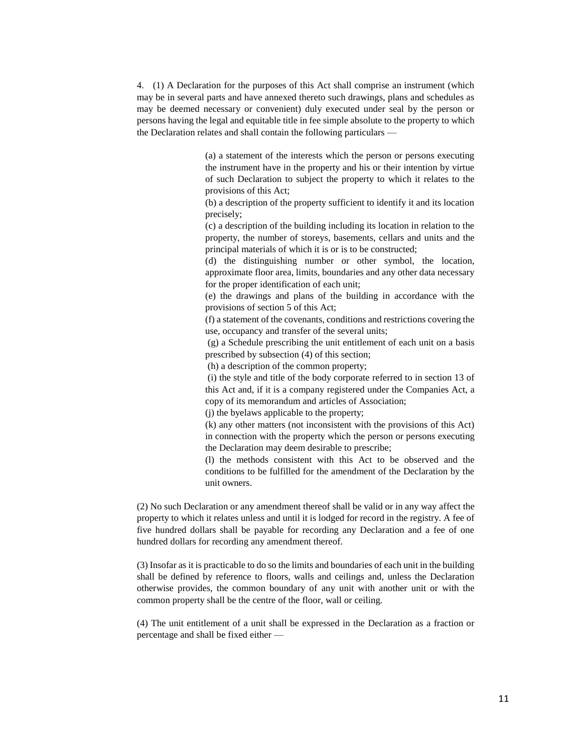4. (1) A Declaration for the purposes of this Act shall comprise an instrument (which may be in several parts and have annexed thereto such drawings, plans and schedules as may be deemed necessary or convenient) duly executed under seal by the person or persons having the legal and equitable title in fee simple absolute to the property to which the Declaration relates and shall contain the following particulars —

(a) a statement of the interests which the person or persons executing the instrument have in the property and his or their intention by virtue of such Declaration to subject the property to which it relates to the provisions of this Act;

(b) a description of the property sufficient to identify it and its location precisely;

(c) a description of the building including its location in relation to the property, the number of storeys, basements, cellars and units and the principal materials of which it is or is to be constructed;

(d) the distinguishing number or other symbol, the location, approximate floor area, limits, boundaries and any other data necessary for the proper identification of each unit;

(e) the drawings and plans of the building in accordance with the provisions of section 5 of this Act;

(f) a statement of the covenants, conditions and restrictions covering the use, occupancy and transfer of the several units;

(g) a Schedule prescribing the unit entitlement of each unit on a basis prescribed by subsection (4) of this section;

(h) a description of the common property;

(i) the style and title of the body corporate referred to in section 13 of this Act and, if it is a company registered under the Companies Act, a copy of its memorandum and articles of Association;

(j) the byelaws applicable to the property;

(k) any other matters (not inconsistent with the provisions of this Act) in connection with the property which the person or persons executing the Declaration may deem desirable to prescribe;

(l) the methods consistent with this Act to be observed and the conditions to be fulfilled for the amendment of the Declaration by the unit owners.

(2) No such Declaration or any amendment thereof shall be valid or in any way affect the property to which it relates unless and until it is lodged for record in the registry. A fee of five hundred dollars shall be payable for recording any Declaration and a fee of one hundred dollars for recording any amendment thereof.

(3) Insofar as it is practicable to do so the limits and boundaries of each unit in the building shall be defined by reference to floors, walls and ceilings and, unless the Declaration otherwise provides, the common boundary of any unit with another unit or with the common property shall be the centre of the floor, wall or ceiling.

(4) The unit entitlement of a unit shall be expressed in the Declaration as a fraction or percentage and shall be fixed either —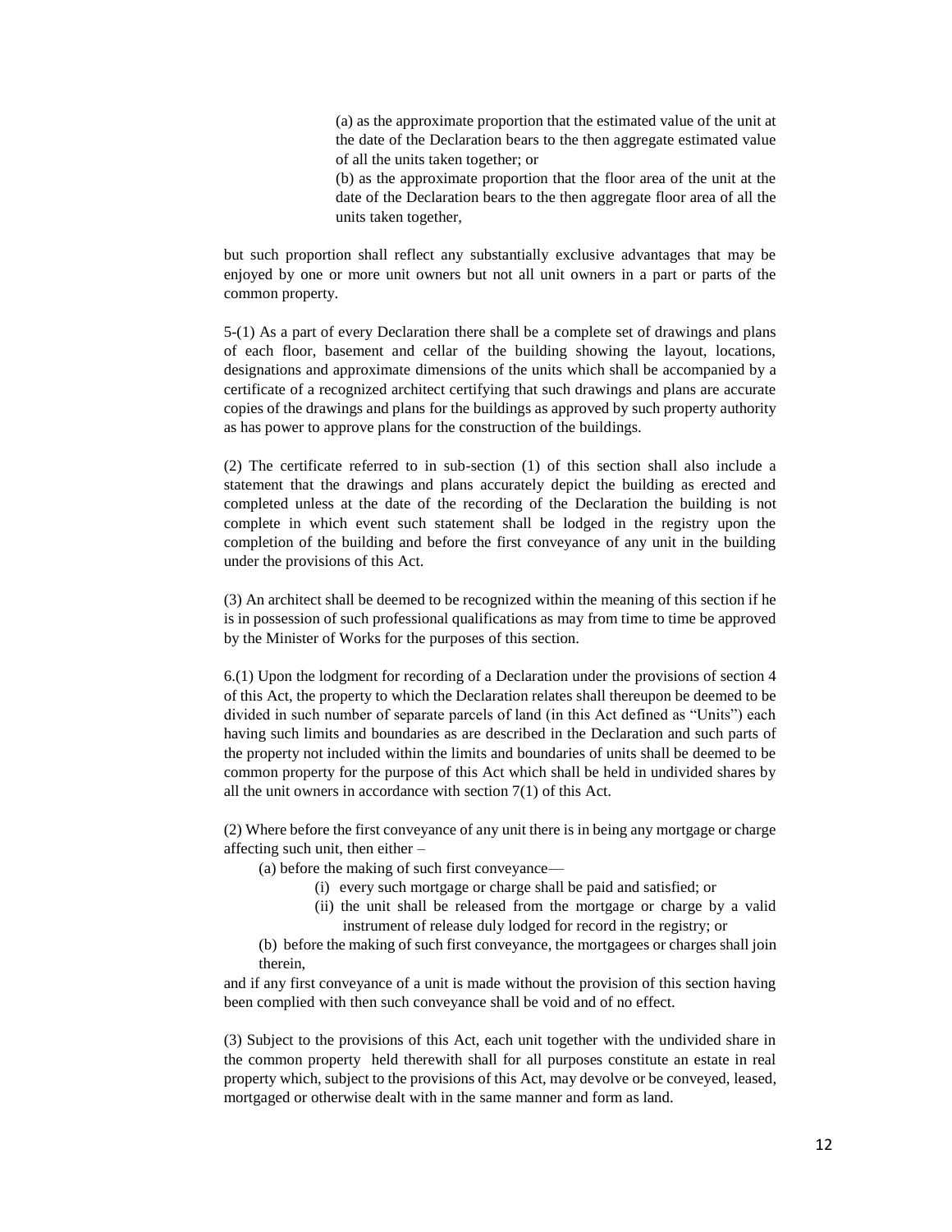(a) as the approximate proportion that the estimated value of the unit at the date of the Declaration bears to the then aggregate estimated value of all the units taken together; or

(b) as the approximate proportion that the floor area of the unit at the date of the Declaration bears to the then aggregate floor area of all the units taken together,

but such proportion shall reflect any substantially exclusive advantages that may be enjoyed by one or more unit owners but not all unit owners in a part or parts of the common property.

5-(1) As a part of every Declaration there shall be a complete set of drawings and plans of each floor, basement and cellar of the building showing the layout, locations, designations and approximate dimensions of the units which shall be accompanied by a certificate of a recognized architect certifying that such drawings and plans are accurate copies of the drawings and plans for the buildings as approved by such property authority as has power to approve plans for the construction of the buildings.

(2) The certificate referred to in sub-section (1) of this section shall also include a statement that the drawings and plans accurately depict the building as erected and completed unless at the date of the recording of the Declaration the building is not complete in which event such statement shall be lodged in the registry upon the completion of the building and before the first conveyance of any unit in the building under the provisions of this Act.

(3) An architect shall be deemed to be recognized within the meaning of this section if he is in possession of such professional qualifications as may from time to time be approved by the Minister of Works for the purposes of this section.

6.(1) Upon the lodgment for recording of a Declaration under the provisions of section 4 of this Act, the property to which the Declaration relates shall thereupon be deemed to be divided in such number of separate parcels of land (in this Act defined as "Units") each having such limits and boundaries as are described in the Declaration and such parts of the property not included within the limits and boundaries of units shall be deemed to be common property for the purpose of this Act which shall be held in undivided shares by all the unit owners in accordance with section 7(1) of this Act.

(2) Where before the first conveyance of any unit there is in being any mortgage or charge affecting such unit, then either –

(a) before the making of such first conveyance—

(i) every such mortgage or charge shall be paid and satisfied; or

(ii) the unit shall be released from the mortgage or charge by a valid instrument of release duly lodged for record in the registry; or

(b) before the making of such first conveyance, the mortgagees or charges shall join therein,

and if any first conveyance of a unit is made without the provision of this section having been complied with then such conveyance shall be void and of no effect.

(3) Subject to the provisions of this Act, each unit together with the undivided share in the common property held therewith shall for all purposes constitute an estate in real property which, subject to the provisions of this Act, may devolve or be conveyed, leased, mortgaged or otherwise dealt with in the same manner and form as land.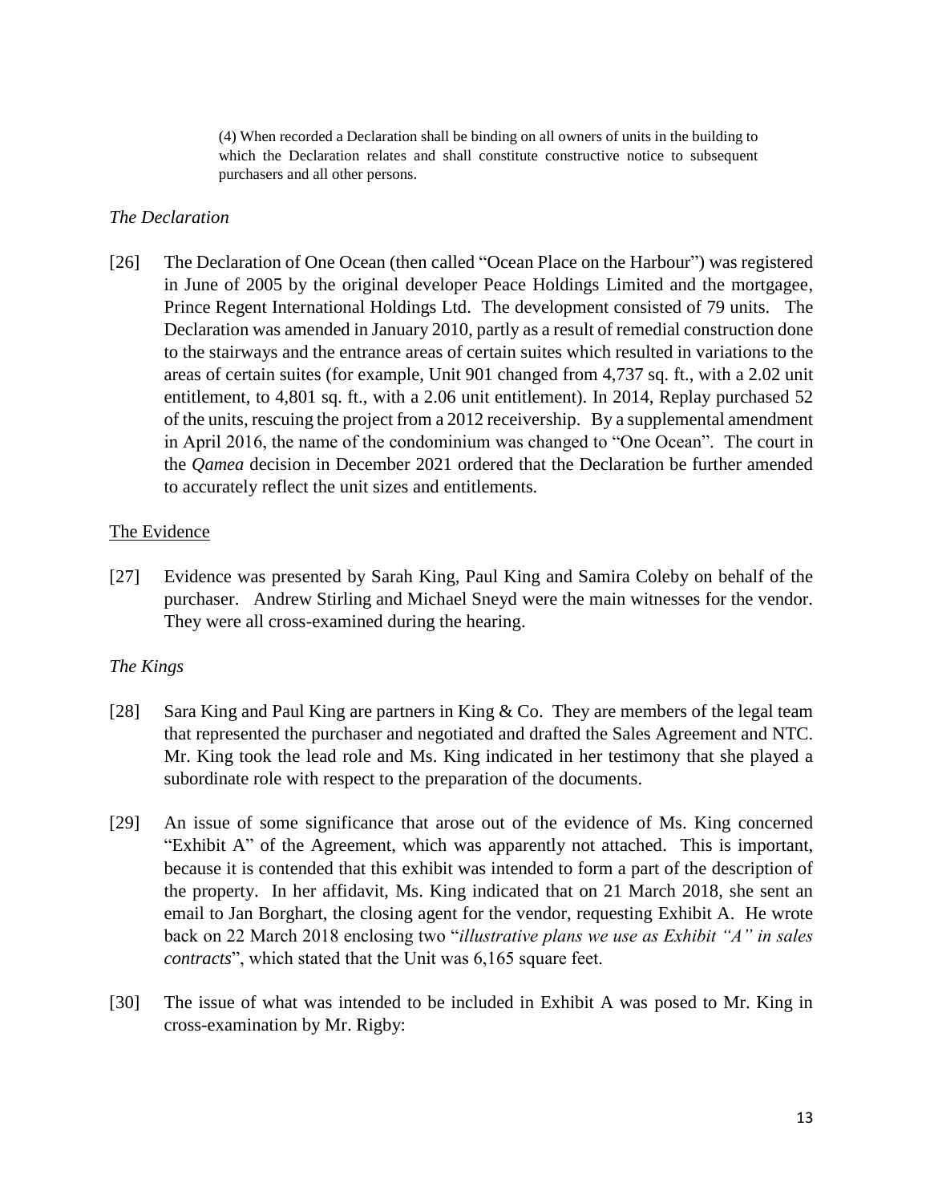> (4) When recorded a Declaration shall be binding on all owners of units in the building to which the Declaration relates and shall constitute constructive notice to subsequent purchasers and all other persons.

### *The Declaration*

[26] The Declaration of One Ocean (then called "Ocean Place on the Harbour") was registered in June of 2005 by the original developer Peace Holdings Limited and the mortgagee, Prince Regent International Holdings Ltd. The development consisted of 79 units. The Declaration was amended in January 2010, partly as a result of remedial construction done to the stairways and the entrance areas of certain suites which resulted in variations to the areas of certain suites (for example, Unit 901 changed from 4,737 sq. ft., with a 2.02 unit entitlement, to 4,801 sq. ft., with a 2.06 unit entitlement). In 2014, Replay purchased 52 of the units, rescuing the project from a 2012 receivership. By a supplemental amendment in April 2016, the name of the condominium was changed to "One Ocean". The court in the *Qamea* decision in December 2021 ordered that the Declaration be further amended to accurately reflect the unit sizes and entitlements.

## The Evidence

[27] Evidence was presented by Sarah King, Paul King and Samira Coleby on behalf of the purchaser. Andrew Stirling and Michael Sneyd were the main witnesses for the vendor. They were all cross-examined during the hearing.

### *The Kings*

[28] Sara King and Paul King are partners in King & Co. They are members of the legal team that represented the purchaser and negotiated and drafted the Sales Agreement and NTC. Mr. King took the lead role and Ms. King indicated in her testimony that she played a subordinate role with respect to the preparation of the documents.

[29] An issue of some significance that arose out of the evidence of Ms. King concerned "Exhibit A" of the Agreement, which was apparently not attached. This is important, because it is contended that this exhibit was intended to form a part of the description of the property. In her affidavit, Ms. King indicated that on 21 March 2018, she sent an email to Jan Borghart, the closing agent for the vendor, requesting Exhibit A. He wrote back on 22 March 2018 enclosing two "*illustrative plans we use as Exhibit "A" in sales contracts*", which stated that the Unit was 6,165 square feet.

[30] The issue of what was intended to be included in Exhibit A was posed to Mr. King in cross-examination by Mr. Rigby: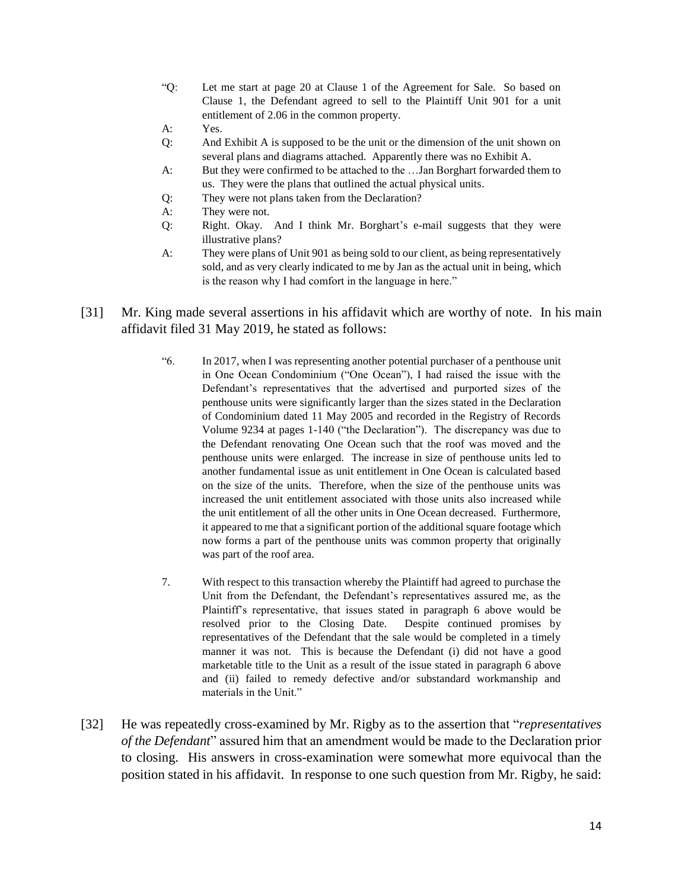> "Q: Let me start at page 20 at Clause 1 of the Agreement for Sale. So based on Clause 1, the Defendant agreed to sell to the Plaintiff Unit 901 for a unit entitlement of 2.06 in the common property.
>
> A: Yes.
>
> Q: And Exhibit A is supposed to be the unit or the dimension of the unit shown on several plans and diagrams attached. Apparently there was no Exhibit A.
>
> A: But they were confirmed to be attached to the …Jan Borghart forwarded them to us. They were the plans that outlined the actual physical units.
>
> Q: They were not plans taken from the Declaration?
>
> A: They were not.
>
> Q: Right. Okay. And I think Mr. Borghart's e-mail suggests that they were illustrative plans?
>
> A: They were plans of Unit 901 as being sold to our client, as being representatively sold, and as very clearly indicated to me by Jan as the actual unit in being, which is the reason why I had comfort in the language in here."

[31] Mr. King made several assertions in his affidavit which are worthy of note. In his main affidavit filed 31 May 2019, he stated as follows:

> "6. In 2017, when I was representing another potential purchaser of a penthouse unit in One Ocean Condominium ("One Ocean"), I had raised the issue with the Defendant's representatives that the advertised and purported sizes of the penthouse units were significantly larger than the sizes stated in the Declaration of Condominium dated 11 May 2005 and recorded in the Registry of Records Volume 9234 at pages 1-140 ("the Declaration"). The discrepancy was due to the Defendant renovating One Ocean such that the roof was moved and the penthouse units were enlarged. The increase in size of penthouse units led to another fundamental issue as unit entitlement in One Ocean is calculated based on the size of the units. Therefore, when the size of the penthouse units was increased the unit entitlement associated with those units also increased while the unit entitlement of all the other units in One Ocean decreased. Furthermore, it appeared to me that a significant portion of the additional square footage which now forms a part of the penthouse units was common property that originally was part of the roof area.
>
> 7. With respect to this transaction whereby the Plaintiff had agreed to purchase the Unit from the Defendant, the Defendant's representatives assured me, as the Plaintiff's representative, that issues stated in paragraph 6 above would be resolved prior to the Closing Date. Despite continued promises by representatives of the Defendant that the sale would be completed in a timely manner it was not. This is because the Defendant (i) did not have a good marketable title to the Unit as a result of the issue stated in paragraph 6 above and (ii) failed to remedy defective and/or substandard workmanship and materials in the Unit."

[32] He was repeatedly cross-examined by Mr. Rigby as to the assertion that "*representatives of the Defendant*" assured him that an amendment would be made to the Declaration prior to closing. His answers in cross-examination were somewhat more equivocal than the position stated in his affidavit. In response to one such question from Mr. Rigby, he said: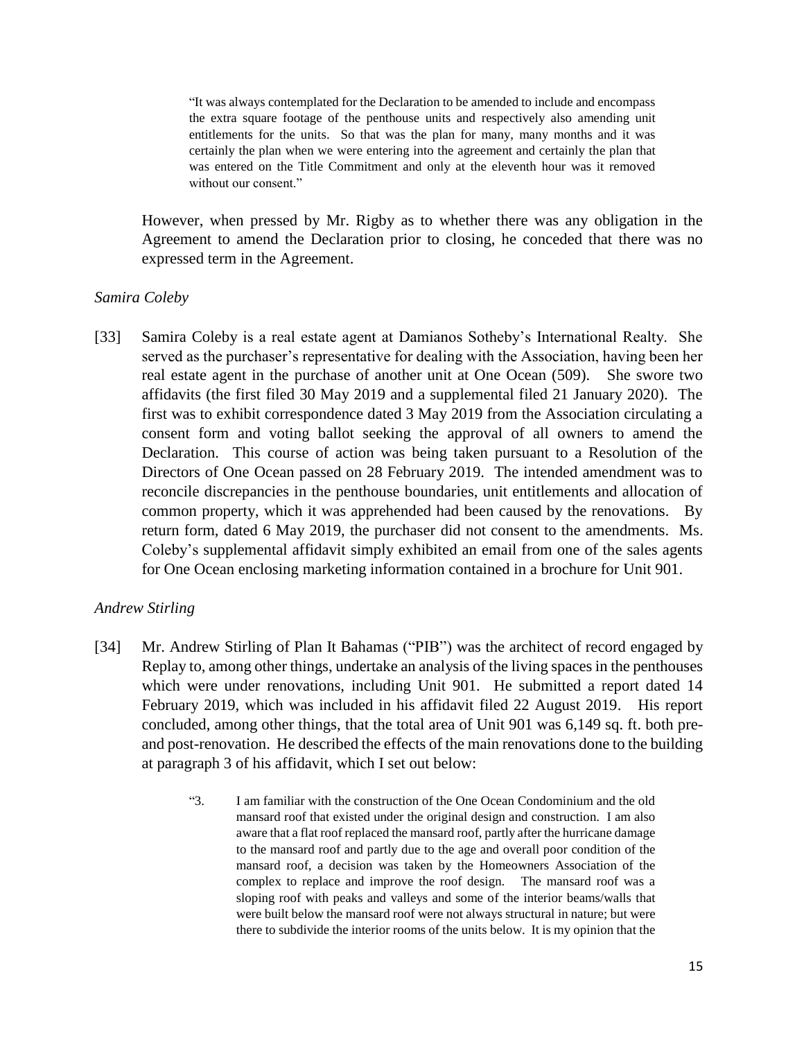> "It was always contemplated for the Declaration to be amended to include and encompass the extra square footage of the penthouse units and respectively also amending unit entitlements for the units. So that was the plan for many, many months and it was certainly the plan when we were entering into the agreement and certainly the plan that was entered on the Title Commitment and only at the eleventh hour was it removed without our consent."

However, when pressed by Mr. Rigby as to whether there was any obligation in the Agreement to amend the Declaration prior to closing, he conceded that there was no expressed term in the Agreement.

*Samira Coleby*

[33] Samira Coleby is a real estate agent at Damianos Sotheby's International Realty. She served as the purchaser's representative for dealing with the Association, having been her real estate agent in the purchase of another unit at One Ocean (509). She swore two affidavits (the first filed 30 May 2019 and a supplemental filed 21 January 2020). The first was to exhibit correspondence dated 3 May 2019 from the Association circulating a consent form and voting ballot seeking the approval of all owners to amend the Declaration. This course of action was being taken pursuant to a Resolution of the Directors of One Ocean passed on 28 February 2019. The intended amendment was to reconcile discrepancies in the penthouse boundaries, unit entitlements and allocation of common property, which it was apprehended had been caused by the renovations. By return form, dated 6 May 2019, the purchaser did not consent to the amendments. Ms. Coleby's supplemental affidavit simply exhibited an email from one of the sales agents for One Ocean enclosing marketing information contained in a brochure for Unit 901.

*Andrew Stirling*

[34] Mr. Andrew Stirling of Plan It Bahamas ("PIB") was the architect of record engaged by Replay to, among other things, undertake an analysis of the living spaces in the penthouses which were under renovations, including Unit 901. He submitted a report dated 14 February 2019, which was included in his affidavit filed 22 August 2019. His report concluded, among other things, that the total area of Unit 901 was 6,149 sq. ft. both pre- and post-renovation. He described the effects of the main renovations done to the building at paragraph 3 of his affidavit, which I set out below:

> "3. I am familiar with the construction of the One Ocean Condominium and the old mansard roof that existed under the original design and construction. I am also aware that a flat roof replaced the mansard roof, partly after the hurricane damage to the mansard roof and partly due to the age and overall poor condition of the mansard roof, a decision was taken by the Homeowners Association of the complex to replace and improve the roof design. The mansard roof was a sloping roof with peaks and valleys and some of the interior beams/walls that were built below the mansard roof were not always structural in nature; but were there to subdivide the interior rooms of the units below. It is my opinion that the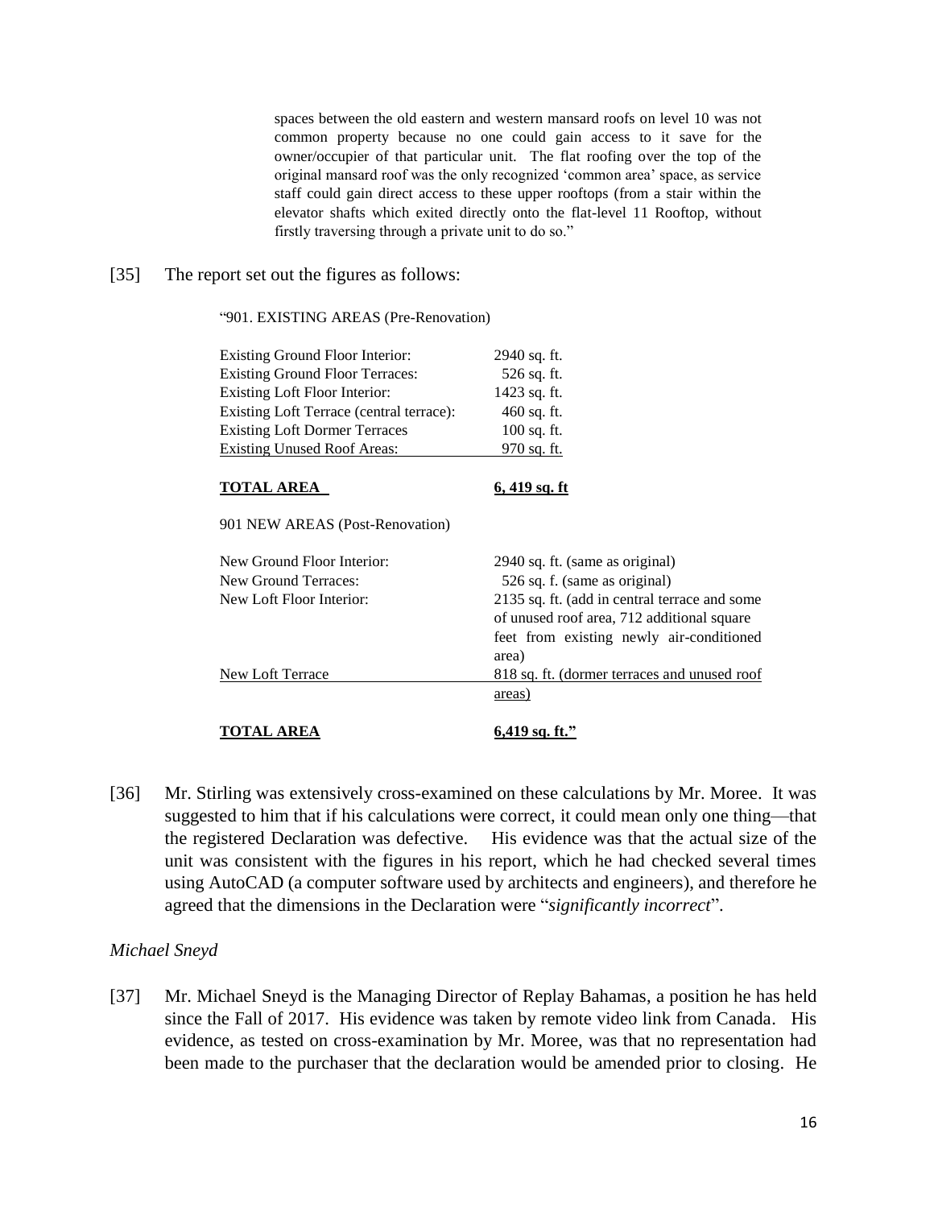> spaces between the old eastern and western mansard roofs on level 10 was not common property because no one could gain access to it save for the owner/occupier of that particular unit. The flat roofing over the top of the original mansard roof was the only recognized 'common area' space, as service staff could gain direct access to these upper rooftops (from a stair within the elevator shafts which exited directly onto the flat-level 11 Rooftop, without firstly traversing through a private unit to do so."

[35] The report set out the figures as follows:

> "901. EXISTING AREAS (Pre-Renovation)
>
> | | |
> |---|---|
> | Existing Ground Floor Interior: | 2940 sq. ft. |
> | Existing Ground Floor Terraces: | 526 sq. ft. |
> | Existing Loft Floor Interior: | 1423 sq. ft. |
> | Existing Loft Terrace (central terrace): | 460 sq. ft. |
> | Existing Loft Dormer Terraces | 100 sq. ft. |
> | Existing Unused Roof Areas: | 970 sq. ft. |
> | **TOTAL AREA** | **6, 419 sq. ft** |
>
> 901 NEW AREAS (Post-Renovation)
>
> | | |
> |---|---|
> | New Ground Floor Interior: | 2940 sq. ft. (same as original) |
> | New Ground Terraces: | 526 sq. f. (same as original) |
> | New Loft Floor Interior: | 2135 sq. ft. (add in central terrace and some of unused roof area, 712 additional square feet from existing newly air-conditioned area) |
> | New Loft Terrace | 818 sq. ft. (dormer terraces and unused roof areas) |
> | **TOTAL AREA** | **6,419 sq. ft."** |

[36] Mr. Stirling was extensively cross-examined on these calculations by Mr. Moree. It was suggested to him that if his calculations were correct, it could mean only one thing—that the registered Declaration was defective. His evidence was that the actual size of the unit was consistent with the figures in his report, which he had checked several times using AutoCAD (a computer software used by architects and engineers), and therefore he agreed that the dimensions in the Declaration were "*significantly incorrect*".

*Michael Sneyd*

[37] Mr. Michael Sneyd is the Managing Director of Replay Bahamas, a position he has held since the Fall of 2017. His evidence was taken by remote video link from Canada. His evidence, as tested on cross-examination by Mr. Moree, was that no representation had been made to the purchaser that the declaration would be amended prior to closing. He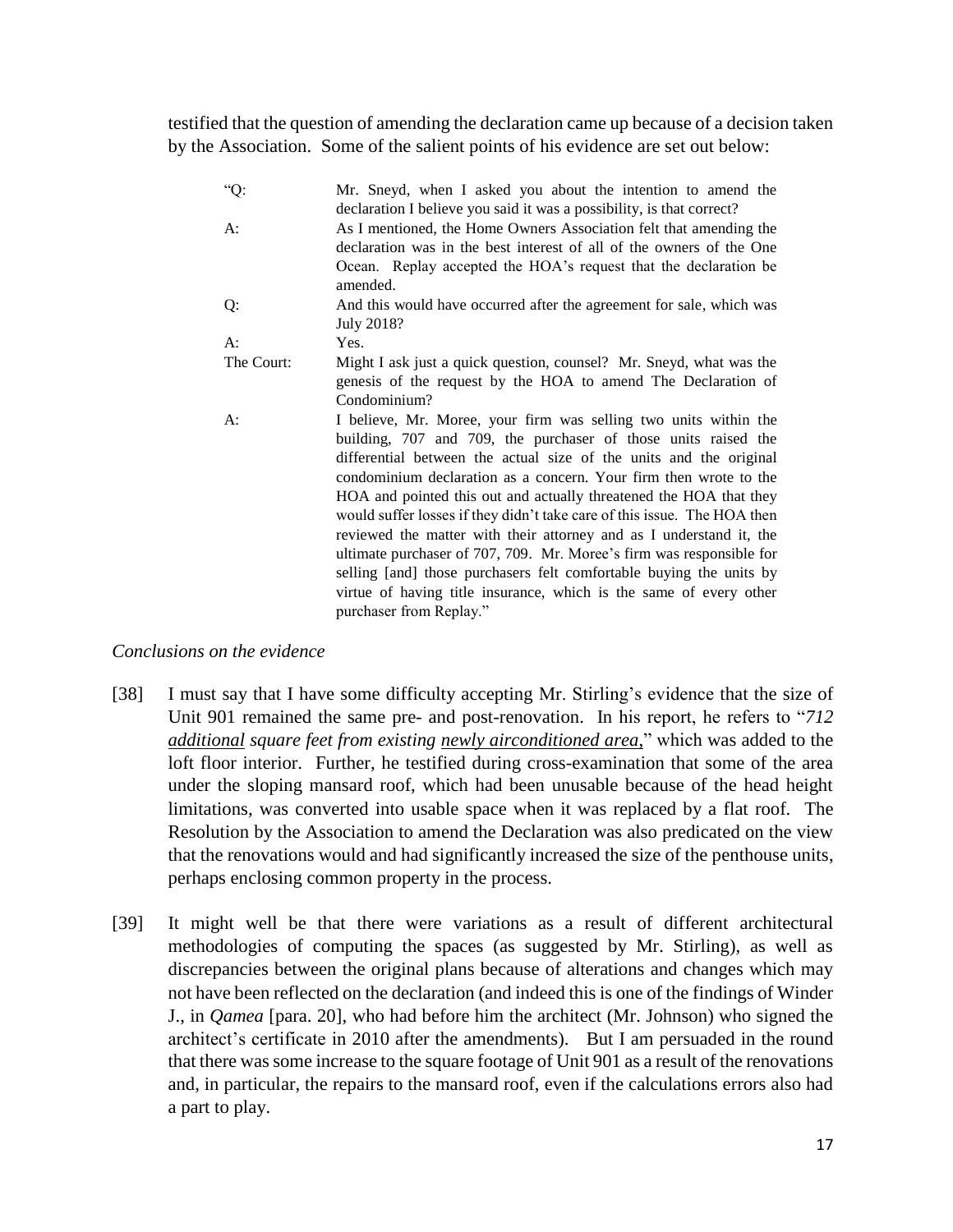testified that the question of amending the declaration came up because of a decision taken by the Association. Some of the salient points of his evidence are set out below:

> "Q: Mr. Sneyd, when I asked you about the intention to amend the declaration I believe you said it was a possibility, is that correct?
>
> A: As I mentioned, the Home Owners Association felt that amending the declaration was in the best interest of all of the owners of the One Ocean. Replay accepted the HOA's request that the declaration be amended.
>
> Q: And this would have occurred after the agreement for sale, which was July 2018?
>
> A: Yes.
>
> The Court: Might I ask just a quick question, counsel? Mr. Sneyd, what was the genesis of the request by the HOA to amend The Declaration of Condominium?
>
> A: I believe, Mr. Moree, your firm was selling two units within the building, 707 and 709, the purchaser of those units raised the differential between the actual size of the units and the original condominium declaration as a concern. Your firm then wrote to the HOA and pointed this out and actually threatened the HOA that they would suffer losses if they didn't take care of this issue. The HOA then reviewed the matter with their attorney and as I understand it, the ultimate purchaser of 707, 709. Mr. Moree's firm was responsible for selling [and] those purchasers felt comfortable buying the units by virtue of having title insurance, which is the same of every other purchaser from Replay."

*Conclusions on the evidence*

[38] I must say that I have some difficulty accepting Mr. Stirling's evidence that the size of Unit 901 remained the same pre- and post-renovation. In his report, he refers to "*712 additional square feet from existing newly airconditioned area,*" which was added to the loft floor interior. Further, he testified during cross-examination that some of the area under the sloping mansard roof, which had been unusable because of the head height limitations, was converted into usable space when it was replaced by a flat roof. The Resolution by the Association to amend the Declaration was also predicated on the view that the renovations would and had significantly increased the size of the penthouse units, perhaps enclosing common property in the process.

[39] It might well be that there were variations as a result of different architectural methodologies of computing the spaces (as suggested by Mr. Stirling), as well as discrepancies between the original plans because of alterations and changes which may not have been reflected on the declaration (and indeed this is one of the findings of Winder J., in *Qamea* [para. 20], who had before him the architect (Mr. Johnson) who signed the architect's certificate in 2010 after the amendments). But I am persuaded in the round that there was some increase to the square footage of Unit 901 as a result of the renovations and, in particular, the repairs to the mansard roof, even if the calculations errors also had a part to play.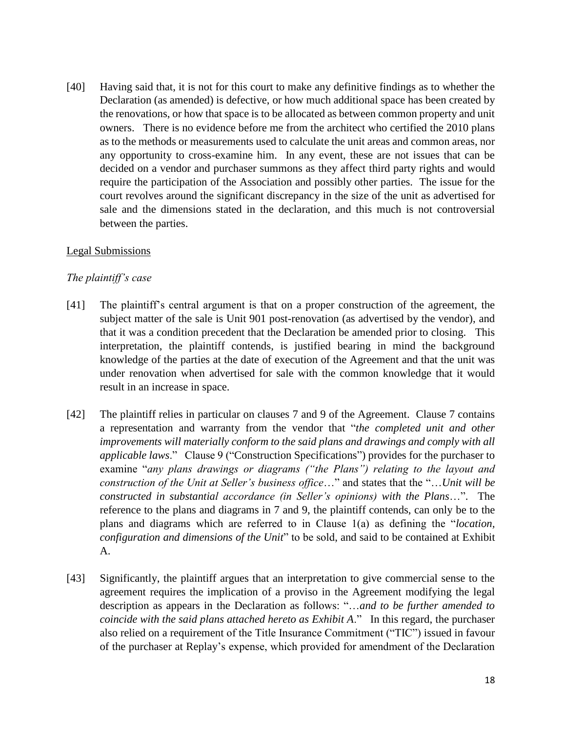[40] Having said that, it is not for this court to make any definitive findings as to whether the Declaration (as amended) is defective, or how much additional space has been created by the renovations, or how that space is to be allocated as between common property and unit owners. There is no evidence before me from the architect who certified the 2010 plans as to the methods or measurements used to calculate the unit areas and common areas, nor any opportunity to cross-examine him. In any event, these are not issues that can be decided on a vendor and purchaser summons as they affect third party rights and would require the participation of the Association and possibly other parties. The issue for the court revolves around the significant discrepancy in the size of the unit as advertised for sale and the dimensions stated in the declaration, and this much is not controversial between the parties.

Legal Submissions

*The plaintiff's case*

[41] The plaintiff's central argument is that on a proper construction of the agreement, the subject matter of the sale is Unit 901 post-renovation (as advertised by the vendor), and that it was a condition precedent that the Declaration be amended prior to closing. This interpretation, the plaintiff contends, is justified bearing in mind the background knowledge of the parties at the date of execution of the Agreement and that the unit was under renovation when advertised for sale with the common knowledge that it would result in an increase in space.

[42] The plaintiff relies in particular on clauses 7 and 9 of the Agreement. Clause 7 contains a representation and warranty from the vendor that "*the completed unit and other improvements will materially conform to the said plans and drawings and comply with all applicable laws*." Clause 9 ("Construction Specifications") provides for the purchaser to examine "*any plans drawings or diagrams ("the Plans") relating to the layout and construction of the Unit at Seller's business office*…" and states that the "…*Unit will be constructed in substantial accordance (in Seller's opinions) with the Plans*…". The reference to the plans and diagrams in 7 and 9, the plaintiff contends, can only be to the plans and diagrams which are referred to in Clause 1(a) as defining the "*location, configuration and dimensions of the Unit*" to be sold, and said to be contained at Exhibit A.

[43] Significantly, the plaintiff argues that an interpretation to give commercial sense to the agreement requires the implication of a proviso in the Agreement modifying the legal description as appears in the Declaration as follows: "…*and to be further amended to coincide with the said plans attached hereto as Exhibit A*." In this regard, the purchaser also relied on a requirement of the Title Insurance Commitment ("TIC") issued in favour of the purchaser at Replay's expense, which provided for amendment of the Declaration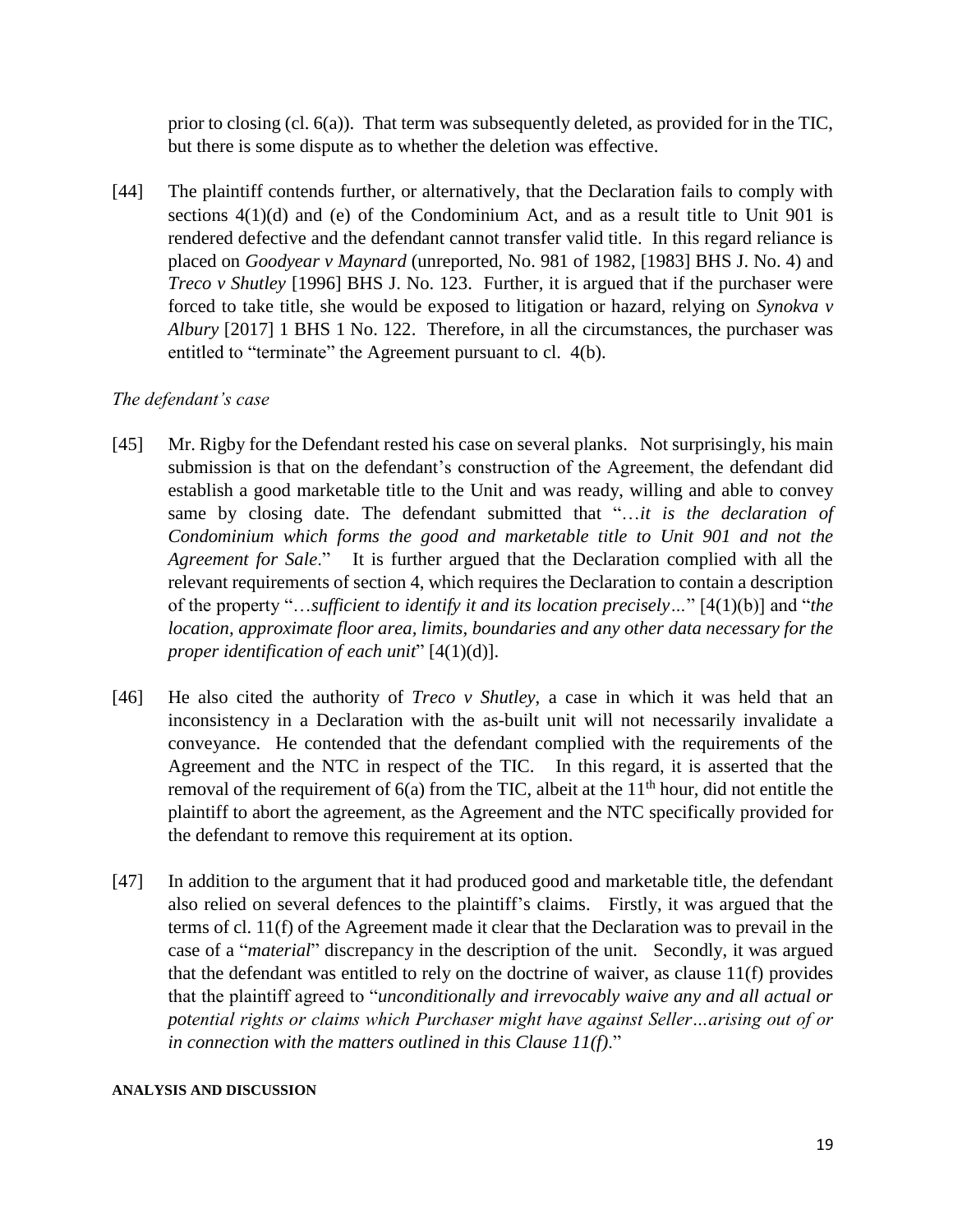prior to closing (cl. 6(a)). That term was subsequently deleted, as provided for in the TIC, but there is some dispute as to whether the deletion was effective.

[44] The plaintiff contends further, or alternatively, that the Declaration fails to comply with sections 4(1)(d) and (e) of the Condominium Act, and as a result title to Unit 901 is rendered defective and the defendant cannot transfer valid title. In this regard reliance is placed on *Goodyear v Maynard* (unreported, No. 981 of 1982, [1983] BHS J. No. 4) and *Treco v Shutley* [1996] BHS J. No. 123. Further, it is argued that if the purchaser were forced to take title, she would be exposed to litigation or hazard, relying on *Synokva v Albury* [2017] 1 BHS 1 No. 122. Therefore, in all the circumstances, the purchaser was entitled to "terminate" the Agreement pursuant to cl. 4(b).

*The defendant's case*

[45] Mr. Rigby for the Defendant rested his case on several planks. Not surprisingly, his main submission is that on the defendant's construction of the Agreement, the defendant did establish a good marketable title to the Unit and was ready, willing and able to convey same by closing date. The defendant submitted that "…*it is the declaration of Condominium which forms the good and marketable title to Unit 901 and not the Agreement for Sale*." It is further argued that the Declaration complied with all the relevant requirements of section 4, which requires the Declaration to contain a description of the property "…*sufficient to identify it and its location precisely…*" [4(1)(b)] and "*the location, approximate floor area, limits, boundaries and any other data necessary for the proper identification of each unit*" [4(1)(d)].

[46] He also cited the authority of *Treco v Shutley*, a case in which it was held that an inconsistency in a Declaration with the as-built unit will not necessarily invalidate a conveyance. He contended that the defendant complied with the requirements of the Agreement and the NTC in respect of the TIC. In this regard, it is asserted that the removal of the requirement of 6(a) from the TIC, albeit at the 11th hour, did not entitle the plaintiff to abort the agreement, as the Agreement and the NTC specifically provided for the defendant to remove this requirement at its option.

[47] In addition to the argument that it had produced good and marketable title, the defendant also relied on several defences to the plaintiff's claims. Firstly, it was argued that the terms of cl. 11(f) of the Agreement made it clear that the Declaration was to prevail in the case of a "*material*" discrepancy in the description of the unit. Secondly, it was argued that the defendant was entitled to rely on the doctrine of waiver, as clause 11(f) provides that the plaintiff agreed to "*unconditionally and irrevocably waive any and all actual or potential rights or claims which Purchaser might have against Seller…arising out of or in connection with the matters outlined in this Clause 11(f)*."

**ANALYSIS AND DISCUSSION**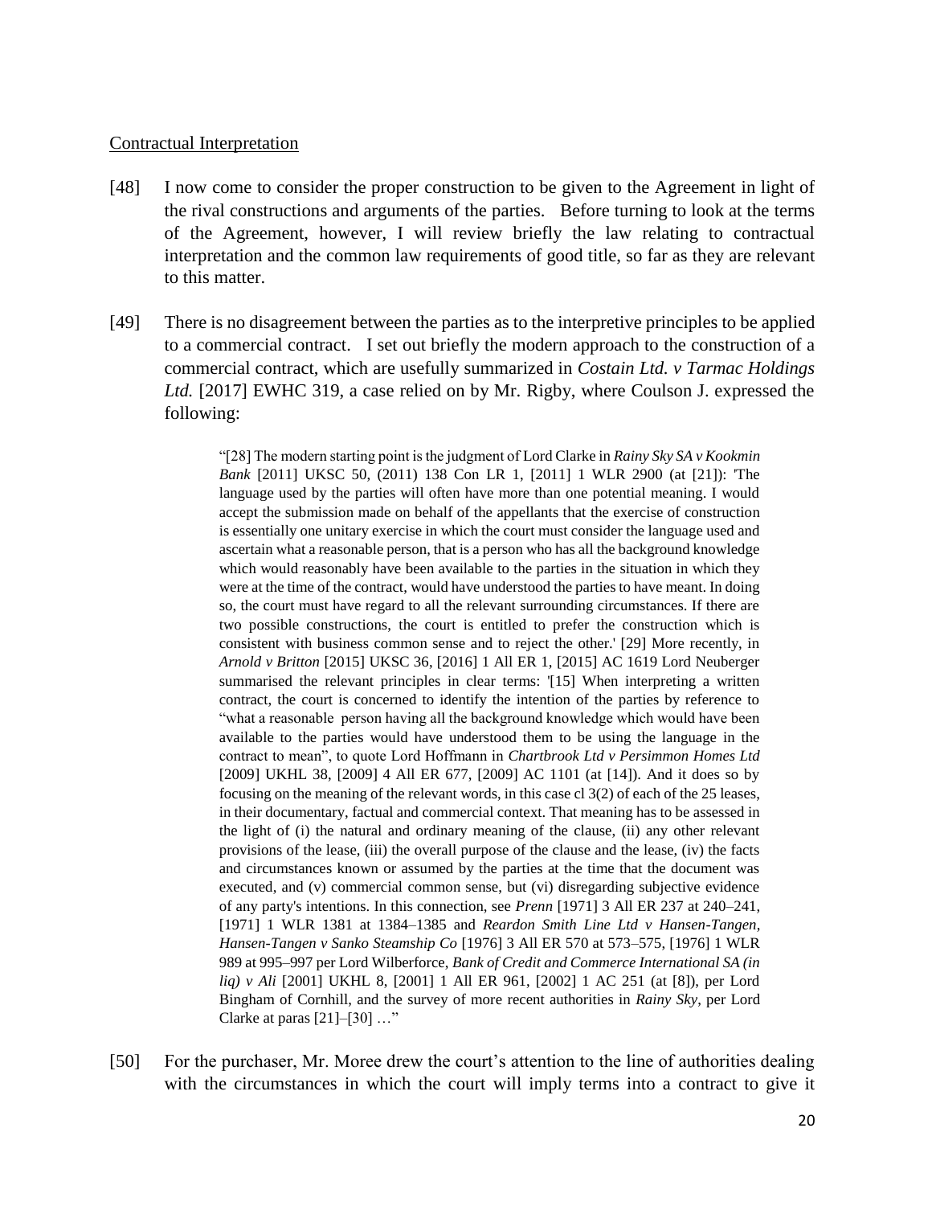<u>Contractual Interpretation</u>

[48] I now come to consider the proper construction to be given to the Agreement in light of the rival constructions and arguments of the parties. Before turning to look at the terms of the Agreement, however, I will review briefly the law relating to contractual interpretation and the common law requirements of good title, so far as they are relevant to this matter.

[49] There is no disagreement between the parties as to the interpretive principles to be applied to a commercial contract. I set out briefly the modern approach to the construction of a commercial contract, which are usefully summarized in *Costain Ltd. v Tarmac Holdings Ltd.* [2017] EWHC 319, a case relied on by Mr. Rigby, where Coulson J. expressed the following:

> "[28] The modern starting point is the judgment of Lord Clarke in *Rainy Sky SA v Kookmin Bank* [2011] UKSC 50, (2011) 138 Con LR 1, [2011] 1 WLR 2900 (at [21]): 'The language used by the parties will often have more than one potential meaning. I would accept the submission made on behalf of the appellants that the exercise of construction is essentially one unitary exercise in which the court must consider the language used and ascertain what a reasonable person, that is a person who has all the background knowledge which would reasonably have been available to the parties in the situation in which they were at the time of the contract, would have understood the parties to have meant. In doing so, the court must have regard to all the relevant surrounding circumstances. If there are two possible constructions, the court is entitled to prefer the construction which is consistent with business common sense and to reject the other.' [29] More recently, in *Arnold v Britton* [2015] UKSC 36, [2016] 1 All ER 1, [2015] AC 1619 Lord Neuberger summarised the relevant principles in clear terms: '[15] When interpreting a written contract, the court is concerned to identify the intention of the parties by reference to "what a reasonable person having all the background knowledge which would have been available to the parties would have understood them to be using the language in the contract to mean", to quote Lord Hoffmann in *Chartbrook Ltd v Persimmon Homes Ltd* [2009] UKHL 38, [2009] 4 All ER 677, [2009] AC 1101 (at [14]). And it does so by focusing on the meaning of the relevant words, in this case cl 3(2) of each of the 25 leases, in their documentary, factual and commercial context. That meaning has to be assessed in the light of (i) the natural and ordinary meaning of the clause, (ii) any other relevant provisions of the lease, (iii) the overall purpose of the clause and the lease, (iv) the facts and circumstances known or assumed by the parties at the time that the document was executed, and (v) commercial common sense, but (vi) disregarding subjective evidence of any party's intentions. In this connection, see *Prenn* [1971] 3 All ER 237 at 240–241, [1971] 1 WLR 1381 at 1384–1385 and *Reardon Smith Line Ltd v Hansen-Tangen, Hansen-Tangen v Sanko Steamship Co* [1976] 3 All ER 570 at 573–575, [1976] 1 WLR 989 at 995–997 per Lord Wilberforce, *Bank of Credit and Commerce International SA (in liq) v Ali* [2001] UKHL 8, [2001] 1 All ER 961, [2002] 1 AC 251 (at [8]), per Lord Bingham of Cornhill, and the survey of more recent authorities in *Rainy Sky*, per Lord Clarke at paras [21]–[30] …"

[50] For the purchaser, Mr. Moree drew the court's attention to the line of authorities dealing with the circumstances in which the court will imply terms into a contract to give it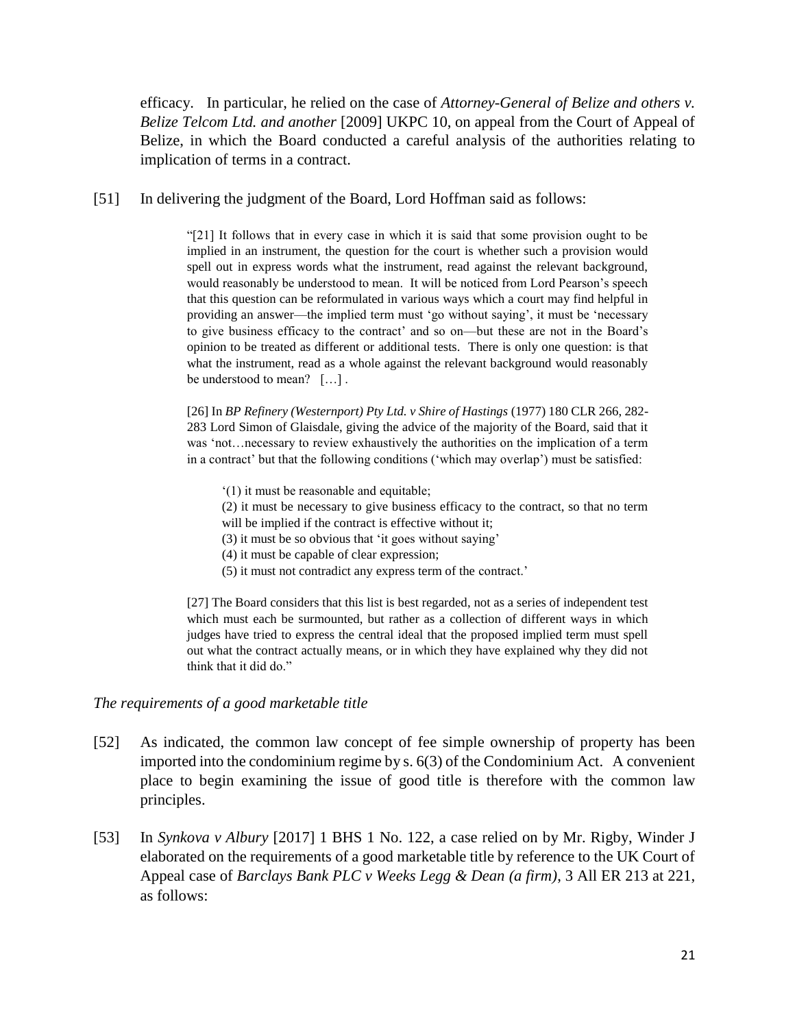efficacy. In particular, he relied on the case of *Attorney-General of Belize and others v. Belize Telcom Ltd. and another* [2009] UKPC 10, on appeal from the Court of Appeal of Belize, in which the Board conducted a careful analysis of the authorities relating to implication of terms in a contract.

[51] In delivering the judgment of the Board, Lord Hoffman said as follows:

> "[21] It follows that in every case in which it is said that some provision ought to be implied in an instrument, the question for the court is whether such a provision would spell out in express words what the instrument, read against the relevant background, would reasonably be understood to mean. It will be noticed from Lord Pearson's speech that this question can be reformulated in various ways which a court may find helpful in providing an answer—the implied term must 'go without saying', it must be 'necessary to give business efficacy to the contract' and so on—but these are not in the Board's opinion to be treated as different or additional tests. There is only one question: is that what the instrument, read as a whole against the relevant background would reasonably be understood to mean? […] .
>
> [26] In *BP Refinery (Westernport) Pty Ltd. v Shire of Hastings* (1977) 180 CLR 266, 282-283 Lord Simon of Glaisdale, giving the advice of the majority of the Board, said that it was 'not…necessary to review exhaustively the authorities on the implication of a term in a contract' but that the following conditions ('which may overlap') must be satisfied:
>
> > '(1) it must be reasonable and equitable;
> > (2) it must be necessary to give business efficacy to the contract, so that no term will be implied if the contract is effective without it;
> > (3) it must be so obvious that 'it goes without saying'
> > (4) it must be capable of clear expression;
> > (5) it must not contradict any express term of the contract.'
>
> [27] The Board considers that this list is best regarded, not as a series of independent test which must each be surmounted, but rather as a collection of different ways in which judges have tried to express the central ideal that the proposed implied term must spell out what the contract actually means, or in which they have explained why they did not think that it did do."

*The requirements of a good marketable title*

[52] As indicated, the common law concept of fee simple ownership of property has been imported into the condominium regime by s. 6(3) of the Condominium Act. A convenient place to begin examining the issue of good title is therefore with the common law principles.

[53] In *Synkova v Albury* [2017] 1 BHS 1 No. 122, a case relied on by Mr. Rigby, Winder J elaborated on the requirements of a good marketable title by reference to the UK Court of Appeal case of *Barclays Bank PLC v Weeks Legg & Dean (a firm)*, 3 All ER 213 at 221, as follows: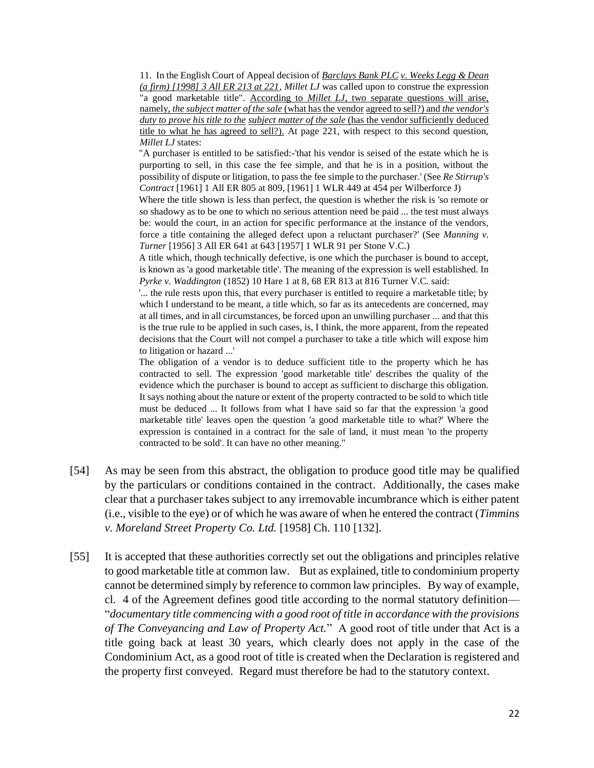11. In the English Court of Appeal decision of <u>*Barclays Bank PLC* v. *Weeks Legg & Dean (a firm) [1998] 3 All ER 213 at 221*</u>, *Millet LJ* was called upon to construe the expression "a good marketable title". <u>According to *Millet LJ*, two separate questions will arise, namely, *the subject matter of the sale* (what has the vendor agreed to sell?) and *the vendor's duty to prove his title to the subject matter of the sale* (has the vendor sufficiently deduced title to what he has agreed to sell?).</u> At page 221, with respect to this second question, *Millet LJ* states:

> "A purchaser is entitled to be satisfied:-'that his vendor is seised of the estate which he is purporting to sell, in this case the fee simple, and that he is in a position, without the possibility of dispute or litigation, to pass the fee simple to the purchaser.' (See *Re Stirrup's Contract* [1961] 1 All ER 805 at 809, [1961] 1 WLR 449 at 454 per Wilberforce J)
>
> Where the title shown is less than perfect, the question is whether the risk is 'so remote or so shadowy as to be one to which no serious attention need be paid ... the test must always be: would the court, in an action for specific performance at the instance of the vendors, force a title containing the alleged defect upon a reluctant purchaser?' (See *Manning v. Turner* [1956] 3 All ER 641 at 643 [1957] 1 WLR 91 per Stone V.C.)
>
> A title which, though technically defective, is one which the purchaser is bound to accept, is known as 'a good marketable title'. The meaning of the expression is well established. In *Pyrke v. Waddington* (1852) 10 Hare 1 at 8, 68 ER 813 at 816 Turner V.C. said:
>
> '... the rule rests upon this, that every purchaser is entitled to require a marketable title; by which I understand to be meant, a title which, so far as its antecedents are concerned, may at all times, and in all circumstances, be forced upon an unwilling purchaser ... and that this is the true rule to be applied in such cases, is, I think, the more apparent, from the repeated decisions that the Court will not compel a purchaser to take a title which will expose him to litigation or hazard ...'
>
> The obligation of a vendor is to deduce sufficient title to the property which he has contracted to sell. The expression 'good marketable title' describes the quality of the evidence which the purchaser is bound to accept as sufficient to discharge this obligation. It says nothing about the nature or extent of the property contracted to be sold to which title must be deduced ... It follows from what I have said so far that the expression 'a good marketable title' leaves open the question 'a good marketable title to what?' Where the expression is contained in a contract for the sale of land, it must mean 'to the property contracted to be sold'. It can have no other meaning."

[54] As may be seen from this abstract, the obligation to produce good title may be qualified by the particulars or conditions contained in the contract. Additionally, the cases make clear that a purchaser takes subject to any irremovable incumbrance which is either patent (i.e., visible to the eye) or of which he was aware of when he entered the contract (*Timmins v. Moreland Street Property Co. Ltd.* [1958] Ch. 110 [132].

[55] It is accepted that these authorities correctly set out the obligations and principles relative to good marketable title at common law. But as explained, title to condominium property cannot be determined simply by reference to common law principles. By way of example, cl. 4 of the Agreement defines good title according to the normal statutory definition— "*documentary title commencing with a good root of title in accordance with the provisions of The Conveyancing and Law of Property Act.*" A good root of title under that Act is a title going back at least 30 years, which clearly does not apply in the case of the Condominium Act, as a good root of title is created when the Declaration is registered and the property first conveyed. Regard must therefore be had to the statutory context.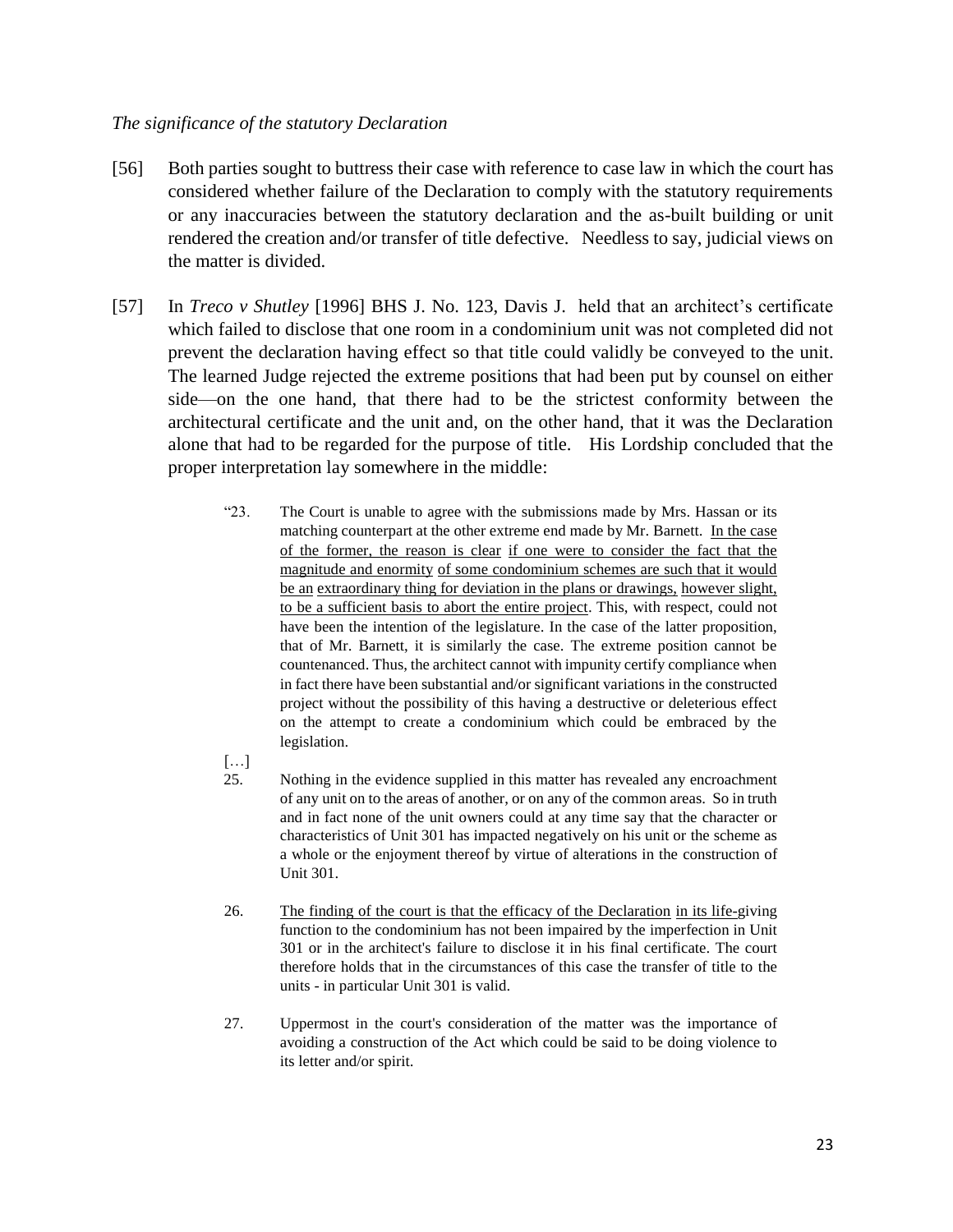*The significance of the statutory Declaration*

[56] Both parties sought to buttress their case with reference to case law in which the court has considered whether failure of the Declaration to comply with the statutory requirements or any inaccuracies between the statutory declaration and the as-built building or unit rendered the creation and/or transfer of title defective. Needless to say, judicial views on the matter is divided.

[57] In *Treco v Shutley* [1996] BHS J. No. 123, Davis J. held that an architect's certificate which failed to disclose that one room in a condominium unit was not completed did not prevent the declaration having effect so that title could validly be conveyed to the unit. The learned Judge rejected the extreme positions that had been put by counsel on either side—on the one hand, that there had to be the strictest conformity between the architectural certificate and the unit and, on the other hand, that it was the Declaration alone that had to be regarded for the purpose of title. His Lordship concluded that the proper interpretation lay somewhere in the middle:

> "23. The Court is unable to agree with the submissions made by Mrs. Hassan or its matching counterpart at the other extreme end made by Mr. Barnett. <u>In the case of the former, the reason is clear</u> <u>if one were to consider the fact that the magnitude and enormity</u> <u>of some condominium schemes are such that it would be an</u> <u>extraordinary thing for deviation in the plans or drawings,</u> <u>however slight,</u> <u>to be a sufficient basis to abort the entire project</u>. This, with respect, could not have been the intention of the legislature. In the case of the latter proposition, that of Mr. Barnett, it is similarly the case. The extreme position cannot be countenanced. Thus, the architect cannot with impunity certify compliance when in fact there have been substantial and/or significant variations in the constructed project without the possibility of this having a destructive or deleterious effect on the attempt to create a condominium which could be embraced by the legislation.
>
> […]
>
> 25. Nothing in the evidence supplied in this matter has revealed any encroachment of any unit on to the areas of another, or on any of the common areas. So in truth and in fact none of the unit owners could at any time say that the character or characteristics of Unit 301 has impacted negatively on his unit or the scheme as a whole or the enjoyment thereof by virtue of alterations in the construction of Unit 301.
>
> 26. <u>The finding of the court is that the efficacy of the Declaration</u> <u>in its life-</u>giving function to the condominium has not been impaired by the imperfection in Unit 301 or in the architect's failure to disclose it in his final certificate. The court therefore holds that in the circumstances of this case the transfer of title to the units - in particular Unit 301 is valid.
>
> 27. Uppermost in the court's consideration of the matter was the importance of avoiding a construction of the Act which could be said to be doing violence to its letter and/or spirit.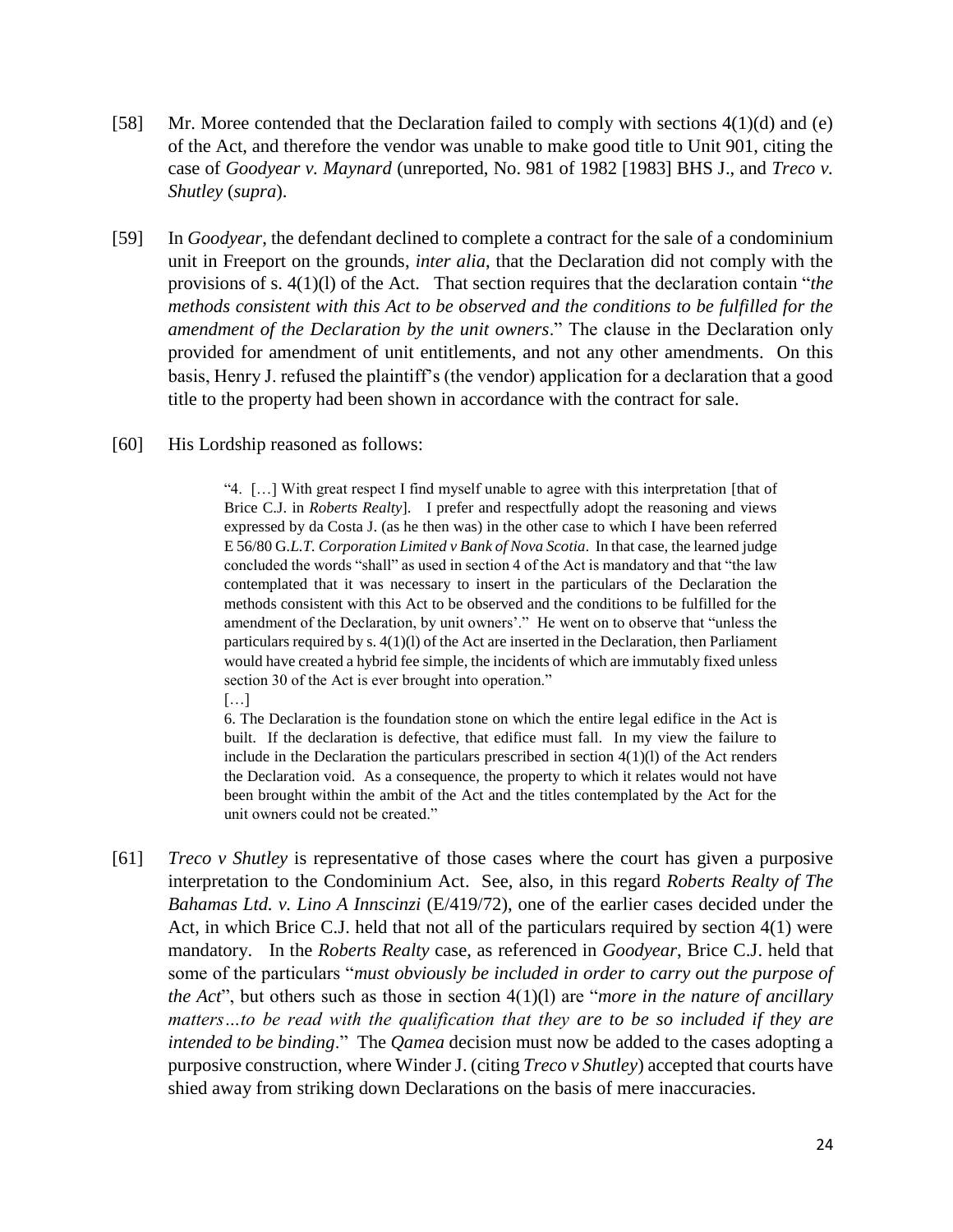[58] Mr. Moree contended that the Declaration failed to comply with sections 4(1)(d) and (e) of the Act, and therefore the vendor was unable to make good title to Unit 901, citing the case of *Goodyear v. Maynard* (unreported, No. 981 of 1982 [1983] BHS J., and *Treco v. Shutley* (*supra*).

[59] In *Goodyear*, the defendant declined to complete a contract for the sale of a condominium unit in Freeport on the grounds, *inter alia*, that the Declaration did not comply with the provisions of s. 4(1)(l) of the Act. That section requires that the declaration contain "*the methods consistent with this Act to be observed and the conditions to be fulfilled for the amendment of the Declaration by the unit owners*." The clause in the Declaration only provided for amendment of unit entitlements, and not any other amendments. On this basis, Henry J. refused the plaintiff's (the vendor) application for a declaration that a good title to the property had been shown in accordance with the contract for sale.

[60] His Lordship reasoned as follows:

> "4. […] With great respect I find myself unable to agree with this interpretation [that of Brice C.J. in *Roberts Realty*]. I prefer and respectfully adopt the reasoning and views expressed by da Costa J. (as he then was) in the other case to which I have been referred E 56/80 G.*L.T. Corporation Limited v Bank of Nova Scotia*. In that case, the learned judge concluded the words "shall" as used in section 4 of the Act is mandatory and that "the law contemplated that it was necessary to insert in the particulars of the Declaration the methods consistent with this Act to be observed and the conditions to be fulfilled for the amendment of the Declaration, by unit owners'." He went on to observe that "unless the particulars required by s. 4(1)(l) of the Act are inserted in the Declaration, then Parliament would have created a hybrid fee simple, the incidents of which are immutably fixed unless section 30 of the Act is ever brought into operation."
>
> […]
>
> 6. The Declaration is the foundation stone on which the entire legal edifice in the Act is built. If the declaration is defective, that edifice must fall. In my view the failure to include in the Declaration the particulars prescribed in section 4(1)(l) of the Act renders the Declaration void. As a consequence, the property to which it relates would not have been brought within the ambit of the Act and the titles contemplated by the Act for the unit owners could not be created."

[61] *Treco v Shutley* is representative of those cases where the court has given a purposive interpretation to the Condominium Act. See, also, in this regard *Roberts Realty of The Bahamas Ltd. v. Lino A Innscinzi* (E/419/72), one of the earlier cases decided under the Act, in which Brice C.J. held that not all of the particulars required by section 4(1) were mandatory. In the *Roberts Realty* case, as referenced in *Goodyear*, Brice C.J. held that some of the particulars "*must obviously be included in order to carry out the purpose of the Act*", but others such as those in section 4(1)(l) are "*more in the nature of ancillary matters…to be read with the qualification that they are to be so included if they are intended to be binding*." The *Qamea* decision must now be added to the cases adopting a purposive construction, where Winder J. (citing *Treco v Shutley*) accepted that courts have shied away from striking down Declarations on the basis of mere inaccuracies.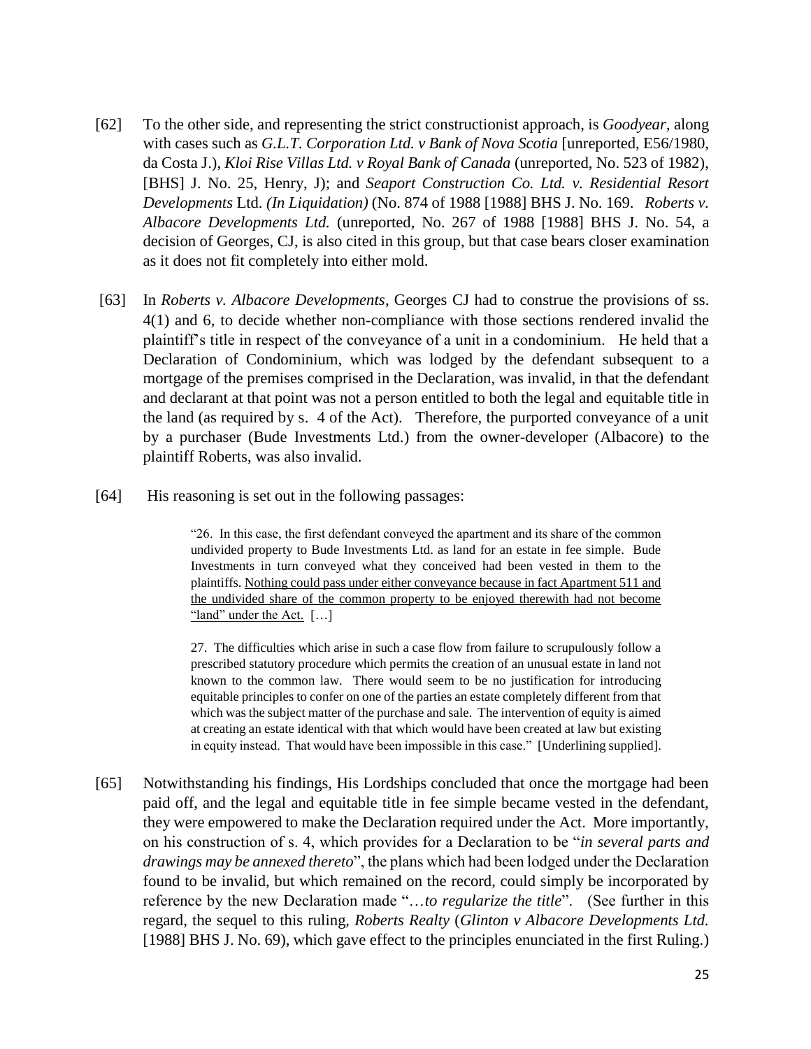[62] To the other side, and representing the strict constructionist approach, is *Goodyear*, along with cases such as *G.L.T. Corporation Ltd. v Bank of Nova Scotia* [unreported, E56/1980, da Costa J.), *Kloi Rise Villas Ltd. v Royal Bank of Canada* (unreported, No. 523 of 1982), [BHS] J. No. 25, Henry, J); and *Seaport Construction Co. Ltd. v. Residential Resort Developments* Ltd. *(In Liquidation)* (No. 874 of 1988 [1988] BHS J. No. 169. *Roberts v. Albacore Developments Ltd.* (unreported, No. 267 of 1988 [1988] BHS J. No. 54, a decision of Georges, CJ, is also cited in this group, but that case bears closer examination as it does not fit completely into either mold.

[63] In *Roberts v. Albacore Developments*, Georges CJ had to construe the provisions of ss. 4(1) and 6, to decide whether non-compliance with those sections rendered invalid the plaintiff's title in respect of the conveyance of a unit in a condominium. He held that a Declaration of Condominium, which was lodged by the defendant subsequent to a mortgage of the premises comprised in the Declaration, was invalid, in that the defendant and declarant at that point was not a person entitled to both the legal and equitable title in the land (as required by s. 4 of the Act). Therefore, the purported conveyance of a unit by a purchaser (Bude Investments Ltd.) from the owner-developer (Albacore) to the plaintiff Roberts, was also invalid.

[64] His reasoning is set out in the following passages:

> "26. In this case, the first defendant conveyed the apartment and its share of the common undivided property to Bude Investments Ltd. as land for an estate in fee simple. Bude Investments in turn conveyed what they conceived had been vested in them to the plaintiffs. <u>Nothing could pass under either conveyance because in fact Apartment 511 and the undivided share of the common property to be enjoyed therewith had not become "land" under the Act.</u> […]
>
> 27. The difficulties which arise in such a case flow from failure to scrupulously follow a prescribed statutory procedure which permits the creation of an unusual estate in land not known to the common law. There would seem to be no justification for introducing equitable principles to confer on one of the parties an estate completely different from that which was the subject matter of the purchase and sale. The intervention of equity is aimed at creating an estate identical with that which would have been created at law but existing in equity instead. That would have been impossible in this case." [Underlining supplied].

[65] Notwithstanding his findings, His Lordships concluded that once the mortgage had been paid off, and the legal and equitable title in fee simple became vested in the defendant, they were empowered to make the Declaration required under the Act. More importantly, on his construction of s. 4, which provides for a Declaration to be "*in several parts and drawings may be annexed thereto*", the plans which had been lodged under the Declaration found to be invalid, but which remained on the record, could simply be incorporated by reference by the new Declaration made "…*to regularize the title*". (See further in this regard, the sequel to this ruling, *Roberts Realty* (*Glinton v Albacore Developments Ltd.* [1988] BHS J. No. 69), which gave effect to the principles enunciated in the first Ruling.)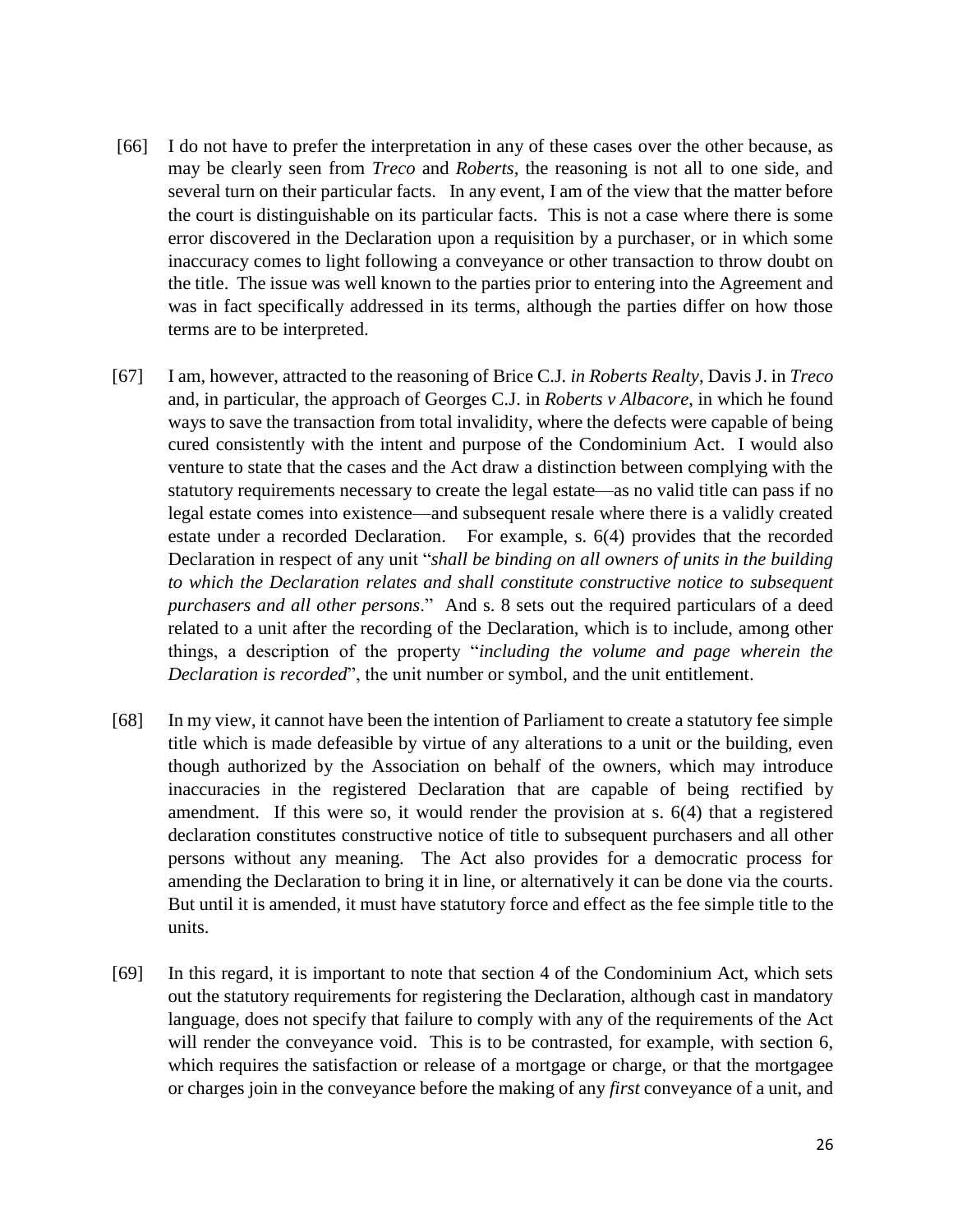[66] I do not have to prefer the interpretation in any of these cases over the other because, as may be clearly seen from *Treco* and *Roberts*, the reasoning is not all to one side, and several turn on their particular facts. In any event, I am of the view that the matter before the court is distinguishable on its particular facts. This is not a case where there is some error discovered in the Declaration upon a requisition by a purchaser, or in which some inaccuracy comes to light following a conveyance or other transaction to throw doubt on the title. The issue was well known to the parties prior to entering into the Agreement and was in fact specifically addressed in its terms, although the parties differ on how those terms are to be interpreted.

[67] I am, however, attracted to the reasoning of Brice C.J. *in Roberts Realty*, Davis J. in *Treco* and, in particular, the approach of Georges C.J. in *Roberts v Albacore*, in which he found ways to save the transaction from total invalidity, where the defects were capable of being cured consistently with the intent and purpose of the Condominium Act. I would also venture to state that the cases and the Act draw a distinction between complying with the statutory requirements necessary to create the legal estate—as no valid title can pass if no legal estate comes into existence—and subsequent resale where there is a validly created estate under a recorded Declaration. For example, s. 6(4) provides that the recorded Declaration in respect of any unit "*shall be binding on all owners of units in the building to which the Declaration relates and shall constitute constructive notice to subsequent purchasers and all other persons*." And s. 8 sets out the required particulars of a deed related to a unit after the recording of the Declaration, which is to include, among other things, a description of the property "*including the volume and page wherein the Declaration is recorded*", the unit number or symbol, and the unit entitlement.

[68] In my view, it cannot have been the intention of Parliament to create a statutory fee simple title which is made defeasible by virtue of any alterations to a unit or the building, even though authorized by the Association on behalf of the owners, which may introduce inaccuracies in the registered Declaration that are capable of being rectified by amendment. If this were so, it would render the provision at s. 6(4) that a registered declaration constitutes constructive notice of title to subsequent purchasers and all other persons without any meaning. The Act also provides for a democratic process for amending the Declaration to bring it in line, or alternatively it can be done via the courts. But until it is amended, it must have statutory force and effect as the fee simple title to the units.

[69] In this regard, it is important to note that section 4 of the Condominium Act, which sets out the statutory requirements for registering the Declaration, although cast in mandatory language, does not specify that failure to comply with any of the requirements of the Act will render the conveyance void. This is to be contrasted, for example, with section 6, which requires the satisfaction or release of a mortgage or charge, or that the mortgagee or charges join in the conveyance before the making of any *first* conveyance of a unit, and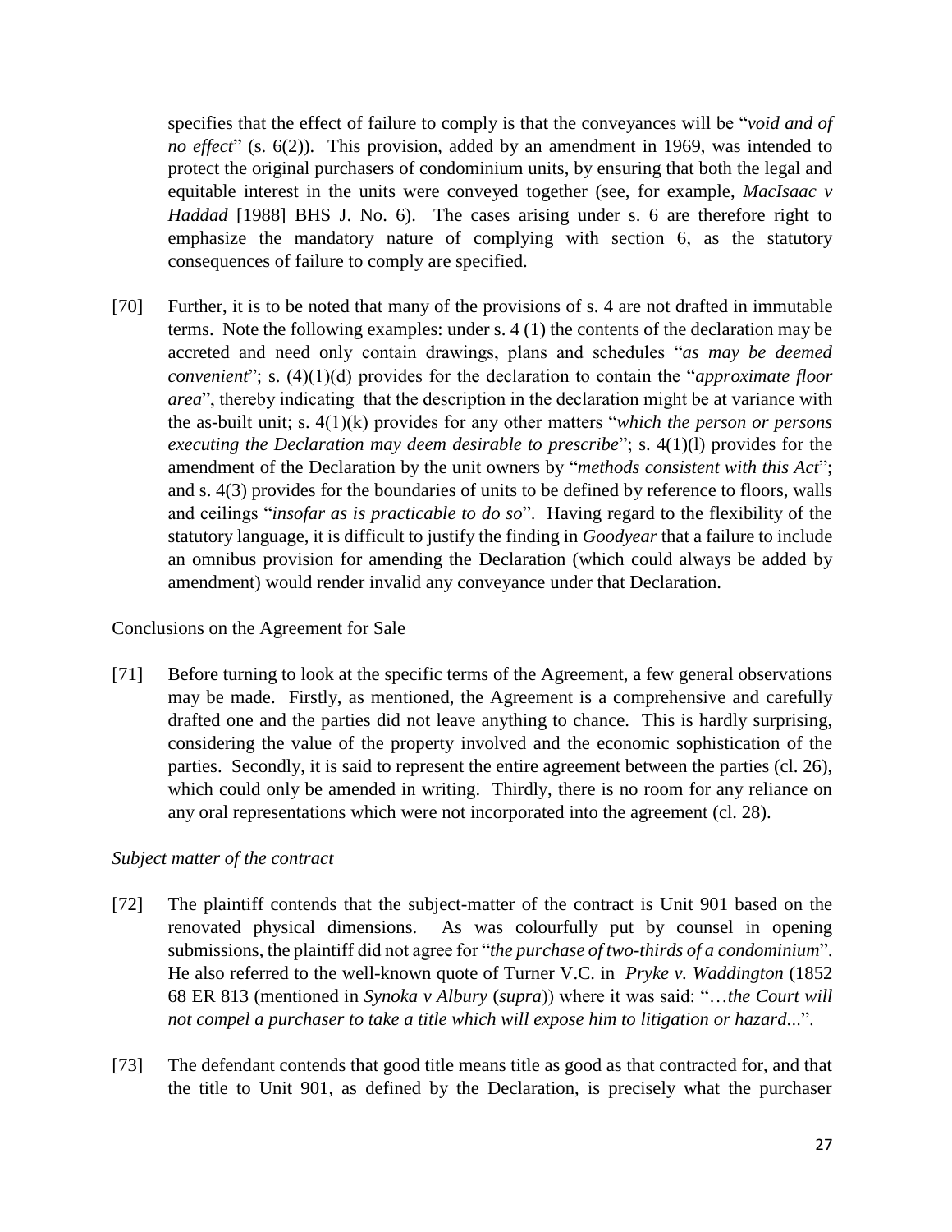specifies that the effect of failure to comply is that the conveyances will be "*void and of no effect*" (s. 6(2)). This provision, added by an amendment in 1969, was intended to protect the original purchasers of condominium units, by ensuring that both the legal and equitable interest in the units were conveyed together (see, for example, *MacIsaac v Haddad* [1988] BHS J. No. 6). The cases arising under s. 6 are therefore right to emphasize the mandatory nature of complying with section 6, as the statutory consequences of failure to comply are specified.

[70] Further, it is to be noted that many of the provisions of s. 4 are not drafted in immutable terms. Note the following examples: under s. 4 (1) the contents of the declaration may be accreted and need only contain drawings, plans and schedules "*as may be deemed convenient*"; s. (4)(1)(d) provides for the declaration to contain the "*approximate floor area*", thereby indicating that the description in the declaration might be at variance with the as-built unit; s. 4(1)(k) provides for any other matters "*which the person or persons executing the Declaration may deem desirable to prescribe*"; s. 4(1)(l) provides for the amendment of the Declaration by the unit owners by "*methods consistent with this Act*"; and s. 4(3) provides for the boundaries of units to be defined by reference to floors, walls and ceilings "*insofar as is practicable to do so*". Having regard to the flexibility of the statutory language, it is difficult to justify the finding in *Goodyear* that a failure to include an omnibus provision for amending the Declaration (which could always be added by amendment) would render invalid any conveyance under that Declaration.

## Conclusions on the Agreement for Sale

[71] Before turning to look at the specific terms of the Agreement, a few general observations may be made. Firstly, as mentioned, the Agreement is a comprehensive and carefully drafted one and the parties did not leave anything to chance. This is hardly surprising, considering the value of the property involved and the economic sophistication of the parties. Secondly, it is said to represent the entire agreement between the parties (cl. 26), which could only be amended in writing. Thirdly, there is no room for any reliance on any oral representations which were not incorporated into the agreement (cl. 28).

### *Subject matter of the contract*

[72] The plaintiff contends that the subject-matter of the contract is Unit 901 based on the renovated physical dimensions. As was colourfully put by counsel in opening submissions, the plaintiff did not agree for "*the purchase of two-thirds of a condominium*". He also referred to the well-known quote of Turner V.C. in *Pryke v. Waddington* (1852 68 ER 813 (mentioned in *Synoka v Albury* (*supra*)) where it was said: "…*the Court will not compel a purchaser to take a title which will expose him to litigation or hazard*...".

[73] The defendant contends that good title means title as good as that contracted for, and that the title to Unit 901, as defined by the Declaration, is precisely what the purchaser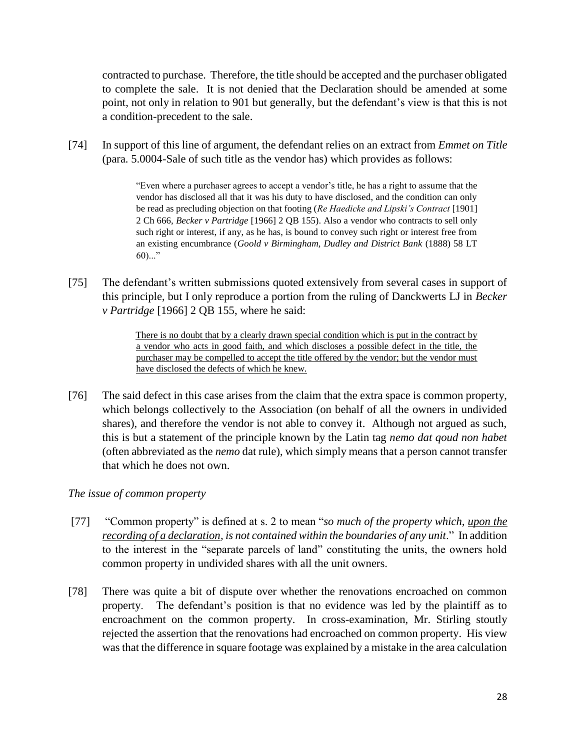contracted to purchase. Therefore, the title should be accepted and the purchaser obligated to complete the sale. It is not denied that the Declaration should be amended at some point, not only in relation to 901 but generally, but the defendant's view is that this is not a condition-precedent to the sale.

[74] In support of this line of argument, the defendant relies on an extract from *Emmet on Title* (para. 5.0004-Sale of such title as the vendor has) which provides as follows:

> "Even where a purchaser agrees to accept a vendor's title, he has a right to assume that the vendor has disclosed all that it was his duty to have disclosed, and the condition can only be read as precluding objection on that footing (*Re Haedicke and Lipski's Contract* [1901] 2 Ch 666, *Becker v Partridge* [1966] 2 QB 155). Also a vendor who contracts to sell only such right or interest, if any, as he has, is bound to convey such right or interest free from an existing encumbrance (*Goold v Birmingham, Dudley and District Bank* (1888) 58 LT 60)..."

[75] The defendant's written submissions quoted extensively from several cases in support of this principle, but I only reproduce a portion from the ruling of Danckwerts LJ in *Becker v Partridge* [1966] 2 QB 155, where he said:

> <u>There is no doubt that by a clearly drawn special condition which is put in the contract by a vendor who acts in good faith, and which discloses a possible defect in the title, the purchaser may be compelled to accept the title offered by the vendor; but the vendor must have disclosed the defects of which he knew.</u>

[76] The said defect in this case arises from the claim that the extra space is common property, which belongs collectively to the Association (on behalf of all the owners in undivided shares), and therefore the vendor is not able to convey it. Although not argued as such, this is but a statement of the principle known by the Latin tag *nemo dat qoud non habet* (often abbreviated as the *nemo* dat rule), which simply means that a person cannot transfer that which he does not own.

*The issue of common property*

[77] "Common property" is defined at s. 2 to mean "*so much of the property which, <u>upon the recording of a declaration</u>, is not contained within the boundaries of any unit*." In addition to the interest in the "separate parcels of land" constituting the units, the owners hold common property in undivided shares with all the unit owners.

[78] There was quite a bit of dispute over whether the renovations encroached on common property. The defendant's position is that no evidence was led by the plaintiff as to encroachment on the common property. In cross-examination, Mr. Stirling stoutly rejected the assertion that the renovations had encroached on common property. His view was that the difference in square footage was explained by a mistake in the area calculation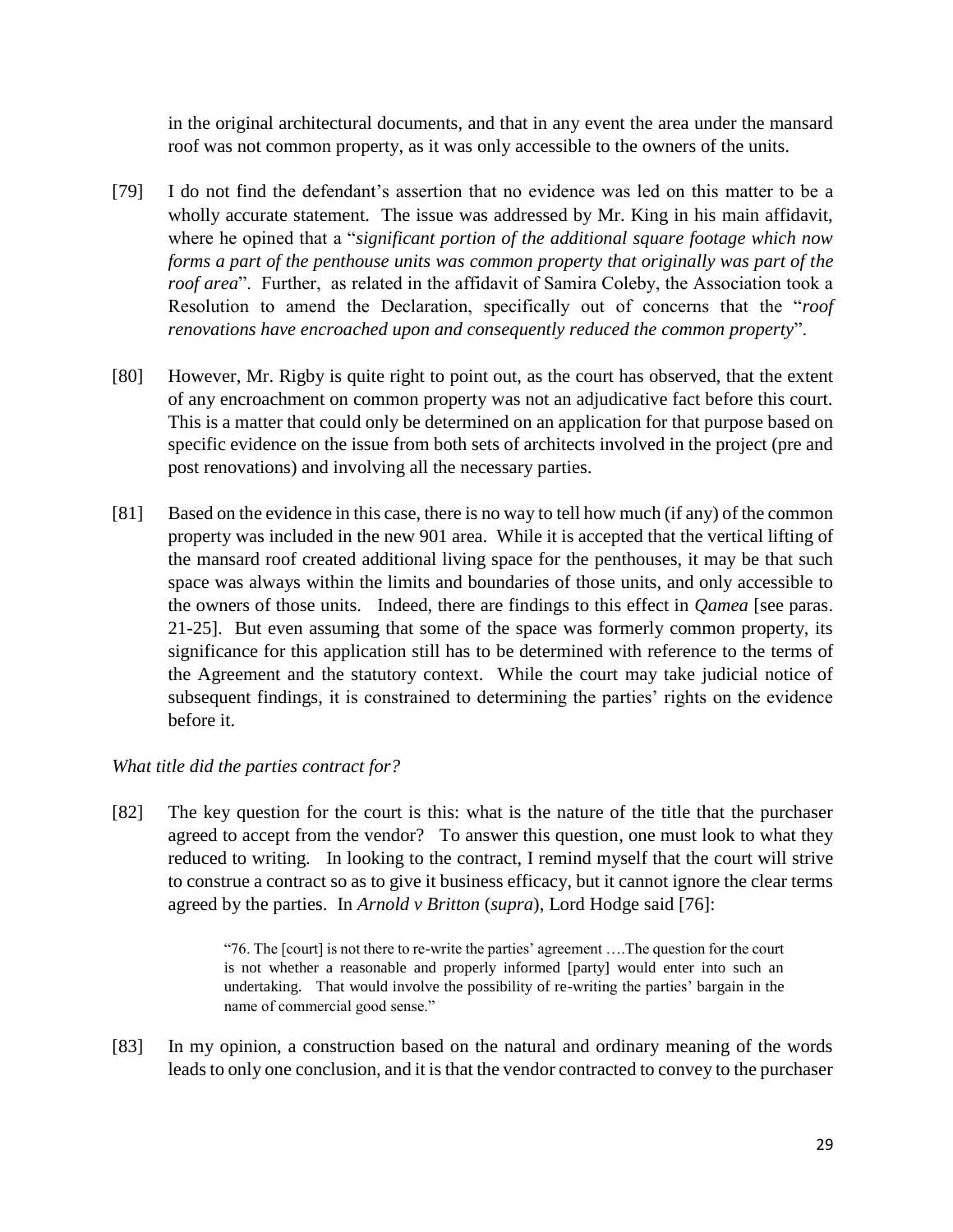in the original architectural documents, and that in any event the area under the mansard roof was not common property, as it was only accessible to the owners of the units.

[79] I do not find the defendant's assertion that no evidence was led on this matter to be a wholly accurate statement. The issue was addressed by Mr. King in his main affidavit, where he opined that a "*significant portion of the additional square footage which now forms a part of the penthouse units was common property that originally was part of the roof area*". Further, as related in the affidavit of Samira Coleby, the Association took a Resolution to amend the Declaration, specifically out of concerns that the "*roof renovations have encroached upon and consequently reduced the common property*".

[80] However, Mr. Rigby is quite right to point out, as the court has observed, that the extent of any encroachment on common property was not an adjudicative fact before this court. This is a matter that could only be determined on an application for that purpose based on specific evidence on the issue from both sets of architects involved in the project (pre and post renovations) and involving all the necessary parties.

[81] Based on the evidence in this case, there is no way to tell how much (if any) of the common property was included in the new 901 area. While it is accepted that the vertical lifting of the mansard roof created additional living space for the penthouses, it may be that such space was always within the limits and boundaries of those units, and only accessible to the owners of those units. Indeed, there are findings to this effect in *Qamea* [see paras. 21-25]. But even assuming that some of the space was formerly common property, its significance for this application still has to be determined with reference to the terms of the Agreement and the statutory context. While the court may take judicial notice of subsequent findings, it is constrained to determining the parties' rights on the evidence before it.

*What title did the parties contract for?*

[82] The key question for the court is this: what is the nature of the title that the purchaser agreed to accept from the vendor? To answer this question, one must look to what they reduced to writing. In looking to the contract, I remind myself that the court will strive to construe a contract so as to give it business efficacy, but it cannot ignore the clear terms agreed by the parties. In *Arnold v Britton* (*supra*), Lord Hodge said [76]:

> "76. The [court] is not there to re-write the parties' agreement ….The question for the court is not whether a reasonable and properly informed [party] would enter into such an undertaking. That would involve the possibility of re-writing the parties' bargain in the name of commercial good sense."

[83] In my opinion, a construction based on the natural and ordinary meaning of the words leads to only one conclusion, and it is that the vendor contracted to convey to the purchaser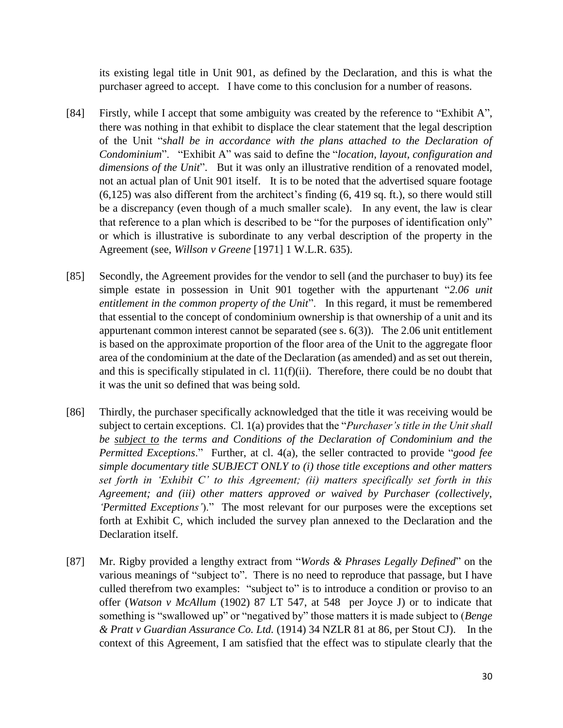its existing legal title in Unit 901, as defined by the Declaration, and this is what the purchaser agreed to accept. I have come to this conclusion for a number of reasons.

[84] Firstly, while I accept that some ambiguity was created by the reference to "Exhibit A", there was nothing in that exhibit to displace the clear statement that the legal description of the Unit "*shall be in accordance with the plans attached to the Declaration of Condominium*". "Exhibit A" was said to define the "*location, layout, configuration and dimensions of the Unit*". But it was only an illustrative rendition of a renovated model, not an actual plan of Unit 901 itself. It is to be noted that the advertised square footage (6,125) was also different from the architect's finding (6, 419 sq. ft.), so there would still be a discrepancy (even though of a much smaller scale). In any event, the law is clear that reference to a plan which is described to be "for the purposes of identification only" or which is illustrative is subordinate to any verbal description of the property in the Agreement (see, *Willson v Greene* [1971] 1 W.L.R. 635).

[85] Secondly, the Agreement provides for the vendor to sell (and the purchaser to buy) its fee simple estate in possession in Unit 901 together with the appurtenant "*2.06 unit entitlement in the common property of the Unit*". In this regard, it must be remembered that essential to the concept of condominium ownership is that ownership of a unit and its appurtenant common interest cannot be separated (see s. 6(3)). The 2.06 unit entitlement is based on the approximate proportion of the floor area of the Unit to the aggregate floor area of the condominium at the date of the Declaration (as amended) and as set out therein, and this is specifically stipulated in cl. 11(f)(ii). Therefore, there could be no doubt that it was the unit so defined that was being sold.

[86] Thirdly, the purchaser specifically acknowledged that the title it was receiving would be subject to certain exceptions. Cl. 1(a) provides that the "*Purchaser's title in the Unit shall be <u>subject to</u> the terms and Conditions of the Declaration of Condominium and the Permitted Exceptions*." Further, at cl. 4(a), the seller contracted to provide "*good fee simple documentary title SUBJECT ONLY to (i) those title exceptions and other matters set forth in 'Exhibit C' to this Agreement; (ii) matters specifically set forth in this Agreement; and (iii) other matters approved or waived by Purchaser (collectively, 'Permitted Exceptions'*)." The most relevant for our purposes were the exceptions set forth at Exhibit C, which included the survey plan annexed to the Declaration and the Declaration itself.

[87] Mr. Rigby provided a lengthy extract from "*Words & Phrases Legally Defined*" on the various meanings of "subject to". There is no need to reproduce that passage, but I have culled therefrom two examples: "subject to" is to introduce a condition or proviso to an offer (*Watson v McAllum* (1902) 87 LT 547, at 548 per Joyce J) or to indicate that something is "swallowed up" or "negatived by" those matters it is made subject to (*Benge & Pratt v Guardian Assurance Co. Ltd.* (1914) 34 NZLR 81 at 86, per Stout CJ). In the context of this Agreement, I am satisfied that the effect was to stipulate clearly that the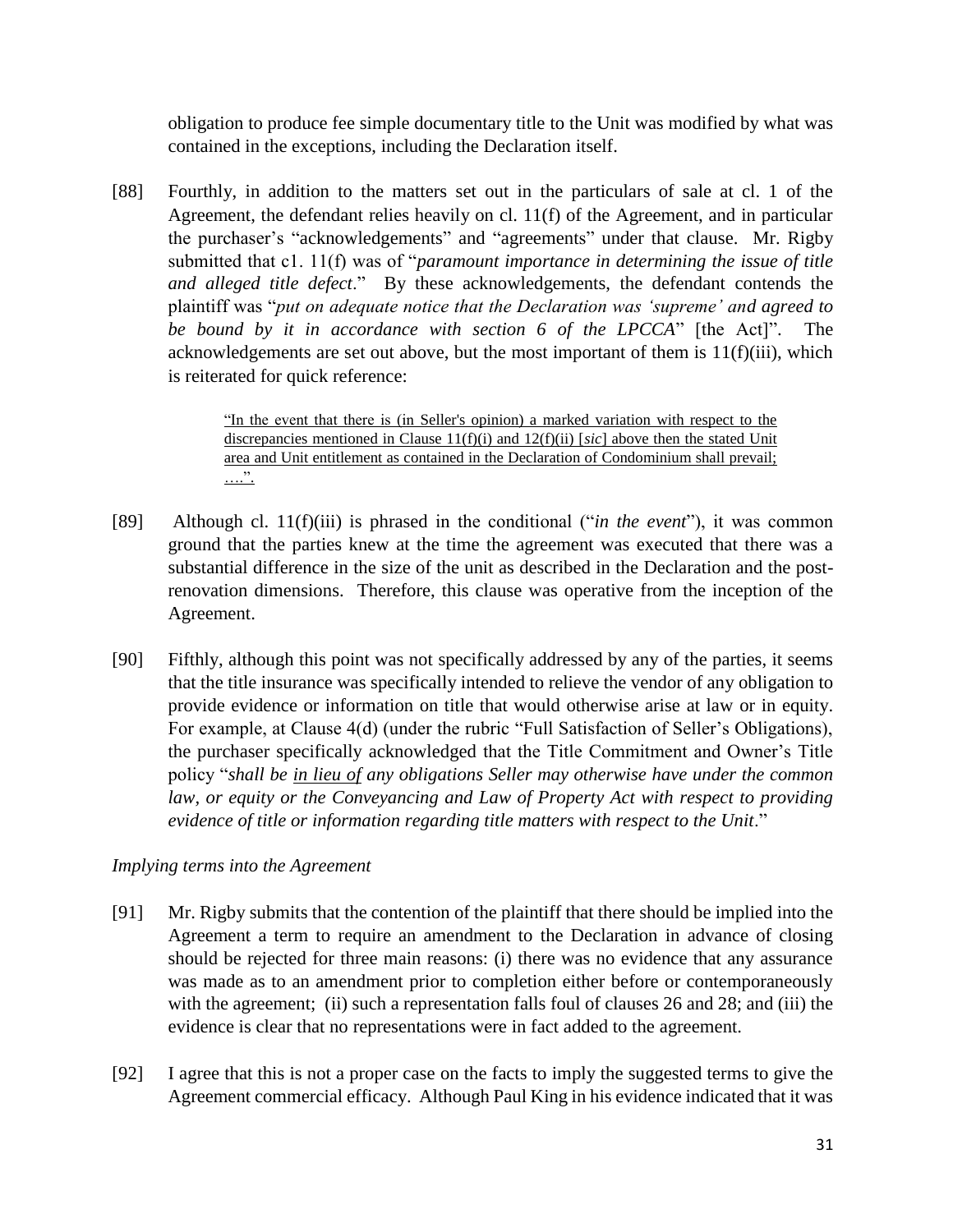obligation to produce fee simple documentary title to the Unit was modified by what was contained in the exceptions, including the Declaration itself.

[88] Fourthly, in addition to the matters set out in the particulars of sale at cl. 1 of the Agreement, the defendant relies heavily on cl. 11(f) of the Agreement, and in particular the purchaser's "acknowledgements" and "agreements" under that clause. Mr. Rigby submitted that c1. 11(f) was of "*paramount importance in determining the issue of title and alleged title defect*." By these acknowledgements, the defendant contends the plaintiff was "*put on adequate notice that the Declaration was 'supreme' and agreed to be bound by it in accordance with section 6 of the LPCCA*" [the Act]". The acknowledgements are set out above, but the most important of them is 11(f)(iii), which is reiterated for quick reference:

> <u>"In the event that there is (in Seller's opinion) a marked variation with respect to the discrepancies mentioned in Clause 11(f)(i) and 12(f)(ii) [*sic*] above then the stated Unit area and Unit entitlement as contained in the Declaration of Condominium shall prevail; ….".</u>

[89] Although cl. 11(f)(iii) is phrased in the conditional ("*in the event*"), it was common ground that the parties knew at the time the agreement was executed that there was a substantial difference in the size of the unit as described in the Declaration and the post-renovation dimensions. Therefore, this clause was operative from the inception of the Agreement.

[90] Fifthly, although this point was not specifically addressed by any of the parties, it seems that the title insurance was specifically intended to relieve the vendor of any obligation to provide evidence or information on title that would otherwise arise at law or in equity. For example, at Clause 4(d) (under the rubric "Full Satisfaction of Seller's Obligations), the purchaser specifically acknowledged that the Title Commitment and Owner's Title policy "*shall be <u>in lieu of</u> any obligations Seller may otherwise have under the common law, or equity or the Conveyancing and Law of Property Act with respect to providing evidence of title or information regarding title matters with respect to the Unit*."

*Implying terms into the Agreement*

[91] Mr. Rigby submits that the contention of the plaintiff that there should be implied into the Agreement a term to require an amendment to the Declaration in advance of closing should be rejected for three main reasons: (i) there was no evidence that any assurance was made as to an amendment prior to completion either before or contemporaneously with the agreement; (ii) such a representation falls foul of clauses 26 and 28; and (iii) the evidence is clear that no representations were in fact added to the agreement.

[92] I agree that this is not a proper case on the facts to imply the suggested terms to give the Agreement commercial efficacy. Although Paul King in his evidence indicated that it was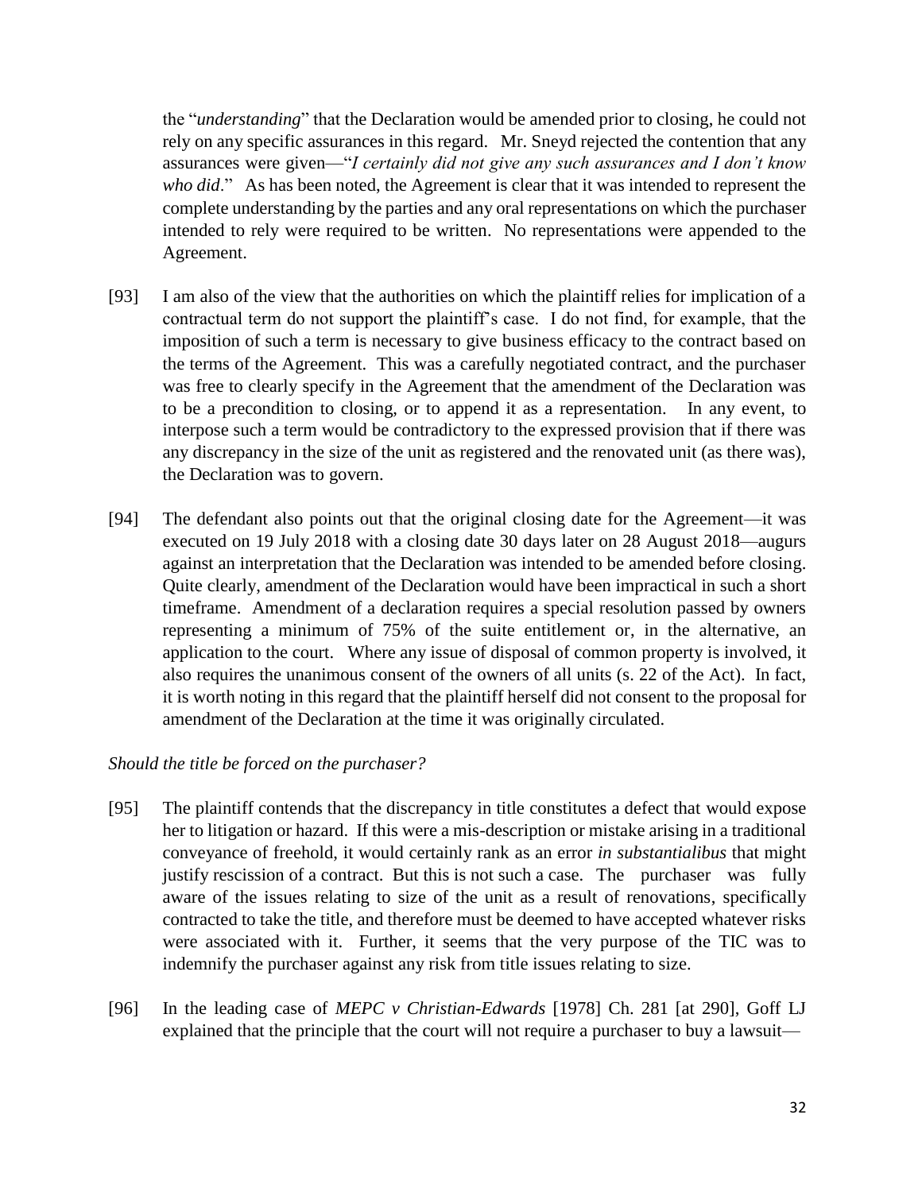the "*understanding*" that the Declaration would be amended prior to closing, he could not rely on any specific assurances in this regard. Mr. Sneyd rejected the contention that any assurances were given—"*I certainly did not give any such assurances and I don't know who did*." As has been noted, the Agreement is clear that it was intended to represent the complete understanding by the parties and any oral representations on which the purchaser intended to rely were required to be written. No representations were appended to the Agreement.

[93] I am also of the view that the authorities on which the plaintiff relies for implication of a contractual term do not support the plaintiff's case. I do not find, for example, that the imposition of such a term is necessary to give business efficacy to the contract based on the terms of the Agreement. This was a carefully negotiated contract, and the purchaser was free to clearly specify in the Agreement that the amendment of the Declaration was to be a precondition to closing, or to append it as a representation. In any event, to interpose such a term would be contradictory to the expressed provision that if there was any discrepancy in the size of the unit as registered and the renovated unit (as there was), the Declaration was to govern.

[94] The defendant also points out that the original closing date for the Agreement—it was executed on 19 July 2018 with a closing date 30 days later on 28 August 2018—augurs against an interpretation that the Declaration was intended to be amended before closing. Quite clearly, amendment of the Declaration would have been impractical in such a short timeframe. Amendment of a declaration requires a special resolution passed by owners representing a minimum of 75% of the suite entitlement or, in the alternative, an application to the court. Where any issue of disposal of common property is involved, it also requires the unanimous consent of the owners of all units (s. 22 of the Act). In fact, it is worth noting in this regard that the plaintiff herself did not consent to the proposal for amendment of the Declaration at the time it was originally circulated.

*Should the title be forced on the purchaser?*

[95] The plaintiff contends that the discrepancy in title constitutes a defect that would expose her to litigation or hazard. If this were a mis-description or mistake arising in a traditional conveyance of freehold, it would certainly rank as an error *in substantialibus* that might justify rescission of a contract. But this is not such a case. The purchaser was fully aware of the issues relating to size of the unit as a result of renovations, specifically contracted to take the title, and therefore must be deemed to have accepted whatever risks were associated with it. Further, it seems that the very purpose of the TIC was to indemnify the purchaser against any risk from title issues relating to size.

[96] In the leading case of *MEPC v Christian-Edwards* [1978] Ch. 281 [at 290], Goff LJ explained that the principle that the court will not require a purchaser to buy a lawsuit—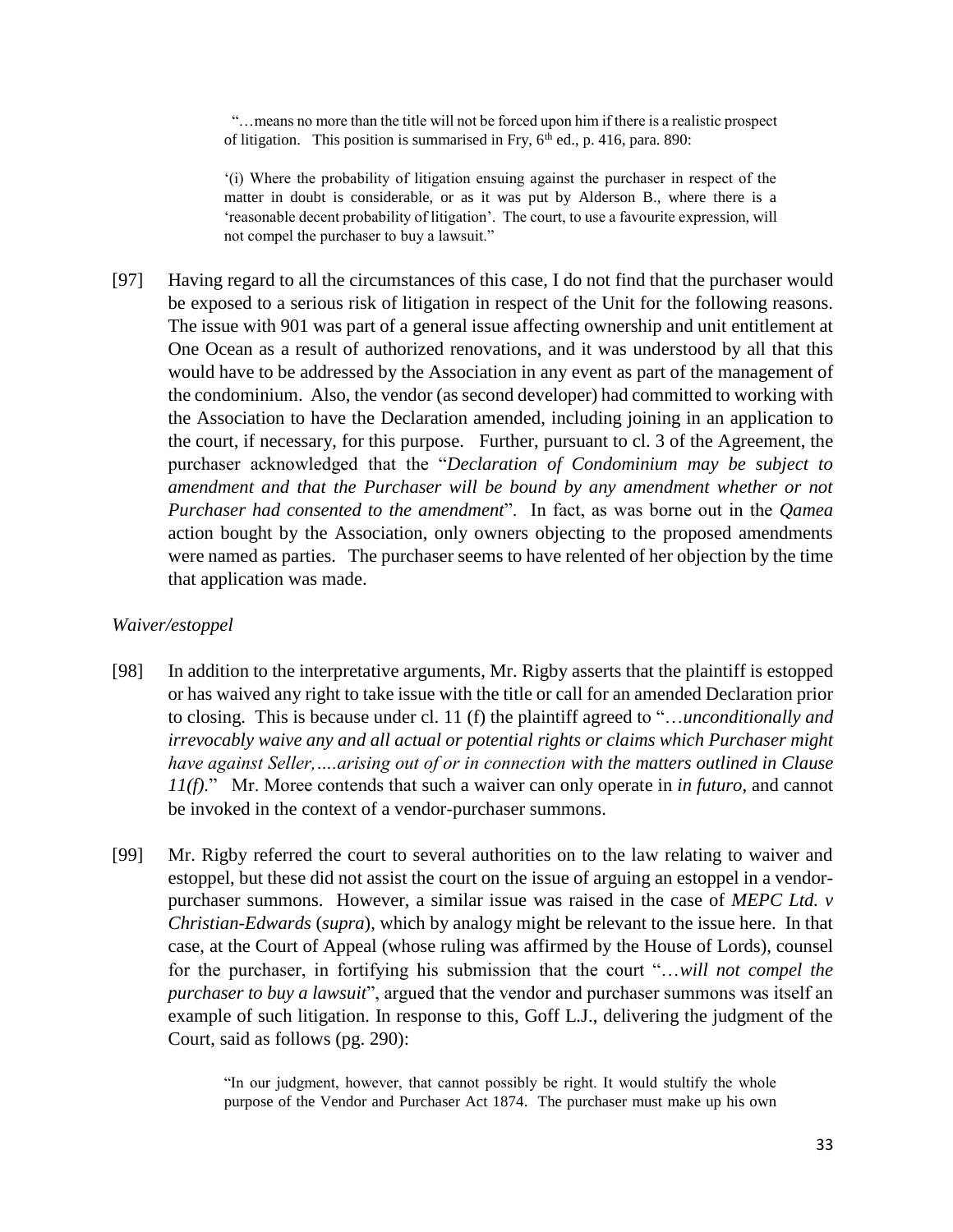> "…means no more than the title will not be forced upon him if there is a realistic prospect of litigation. This position is summarised in Fry, 6th ed., p. 416, para. 890:
>
> '(i) Where the probability of litigation ensuing against the purchaser in respect of the matter in doubt is considerable, or as it was put by Alderson B., where there is a 'reasonable decent probability of litigation'. The court, to use a favourite expression, will not compel the purchaser to buy a lawsuit."

[97] Having regard to all the circumstances of this case, I do not find that the purchaser would be exposed to a serious risk of litigation in respect of the Unit for the following reasons. The issue with 901 was part of a general issue affecting ownership and unit entitlement at One Ocean as a result of authorized renovations, and it was understood by all that this would have to be addressed by the Association in any event as part of the management of the condominium. Also, the vendor (as second developer) had committed to working with the Association to have the Declaration amended, including joining in an application to the court, if necessary, for this purpose. Further, pursuant to cl. 3 of the Agreement, the purchaser acknowledged that the "*Declaration of Condominium may be subject to amendment and that the Purchaser will be bound by any amendment whether or not Purchaser had consented to the amendment*". In fact, as was borne out in the *Qamea* action bought by the Association, only owners objecting to the proposed amendments were named as parties. The purchaser seems to have relented of her objection by the time that application was made.

*Waiver/estoppel*

[98] In addition to the interpretative arguments, Mr. Rigby asserts that the plaintiff is estopped or has waived any right to take issue with the title or call for an amended Declaration prior to closing. This is because under cl. 11 (f) the plaintiff agreed to "…*unconditionally and irrevocably waive any and all actual or potential rights or claims which Purchaser might have against Seller,….arising out of or in connection with the matters outlined in Clause 11(f).*" Mr. Moree contends that such a waiver can only operate in *in futuro*, and cannot be invoked in the context of a vendor-purchaser summons.

[99] Mr. Rigby referred the court to several authorities on to the law relating to waiver and estoppel, but these did not assist the court on the issue of arguing an estoppel in a vendor-purchaser summons. However, a similar issue was raised in the case of *MEPC Ltd. v Christian-Edwards* (*supra*), which by analogy might be relevant to the issue here. In that case, at the Court of Appeal (whose ruling was affirmed by the House of Lords), counsel for the purchaser, in fortifying his submission that the court "…*will not compel the purchaser to buy a lawsuit*", argued that the vendor and purchaser summons was itself an example of such litigation. In response to this, Goff L.J., delivering the judgment of the Court, said as follows (pg. 290):

> "In our judgment, however, that cannot possibly be right. It would stultify the whole purpose of the Vendor and Purchaser Act 1874. The purchaser must make up his own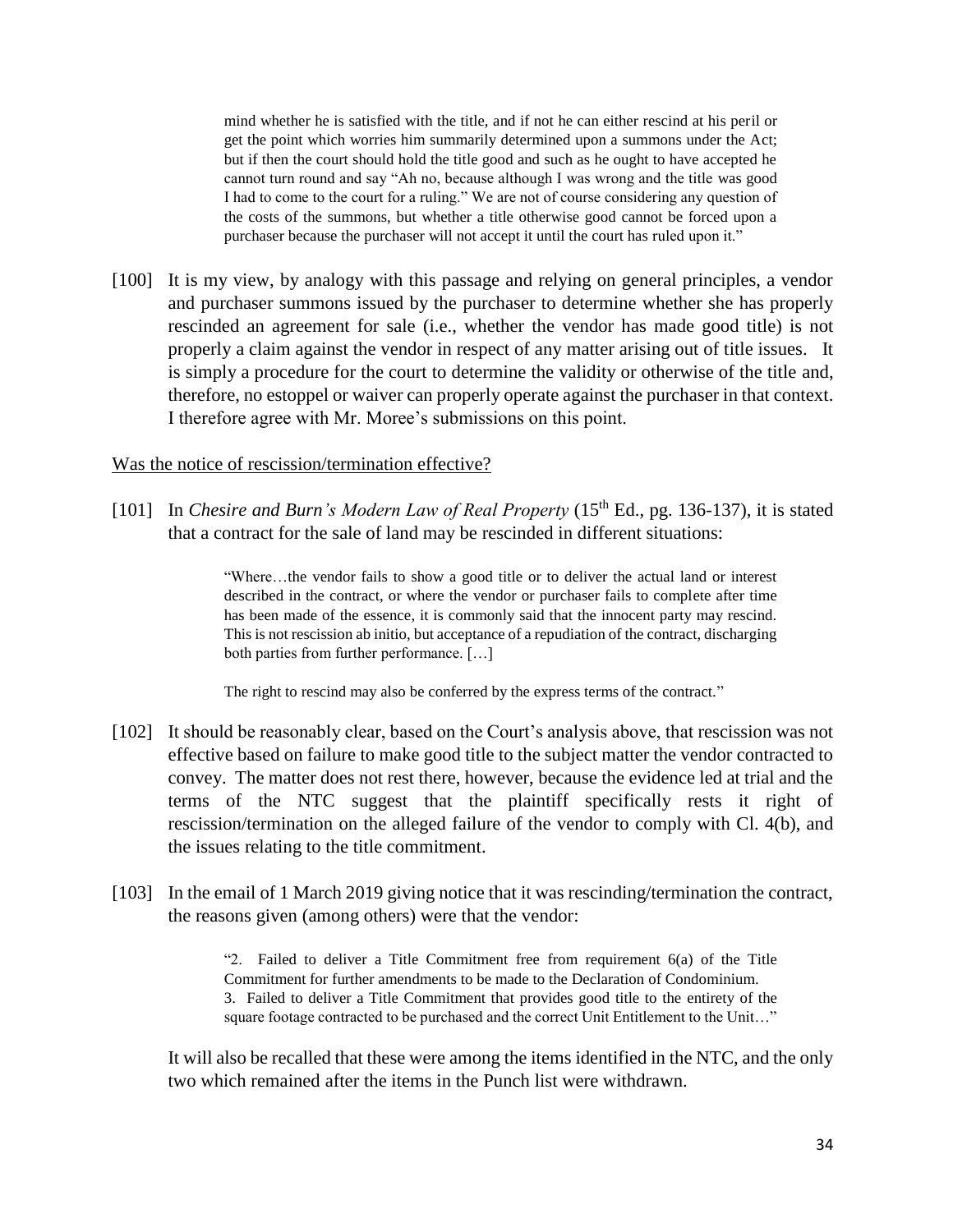> mind whether he is satisfied with the title, and if not he can either rescind at his peril or get the point which worries him summarily determined upon a summons under the Act; but if then the court should hold the title good and such as he ought to have accepted he cannot turn round and say "Ah no, because although I was wrong and the title was good I had to come to the court for a ruling." We are not of course considering any question of the costs of the summons, but whether a title otherwise good cannot be forced upon a purchaser because the purchaser will not accept it until the court has ruled upon it."

[100] It is my view, by analogy with this passage and relying on general principles, a vendor and purchaser summons issued by the purchaser to determine whether she has properly rescinded an agreement for sale (i.e., whether the vendor has made good title) is not properly a claim against the vendor in respect of any matter arising out of title issues. It is simply a procedure for the court to determine the validity or otherwise of the title and, therefore, no estoppel or waiver can properly operate against the purchaser in that context. I therefore agree with Mr. Moree's submissions on this point.

Was the notice of rescission/termination effective?

[101] In *Chesire and Burn's Modern Law of Real Property* (15th Ed., pg. 136-137), it is stated that a contract for the sale of land may be rescinded in different situations:

> "Where…the vendor fails to show a good title or to deliver the actual land or interest described in the contract, or where the vendor or purchaser fails to complete after time has been made of the essence, it is commonly said that the innocent party may rescind. This is not rescission ab initio, but acceptance of a repudiation of the contract, discharging both parties from further performance. […]
>
> The right to rescind may also be conferred by the express terms of the contract."

[102] It should be reasonably clear, based on the Court's analysis above, that rescission was not effective based on failure to make good title to the subject matter the vendor contracted to convey. The matter does not rest there, however, because the evidence led at trial and the terms of the NTC suggest that the plaintiff specifically rests it right of rescission/termination on the alleged failure of the vendor to comply with Cl. 4(b), and the issues relating to the title commitment.

[103] In the email of 1 March 2019 giving notice that it was rescinding/termination the contract, the reasons given (among others) were that the vendor:

> "2. Failed to deliver a Title Commitment free from requirement 6(a) of the Title Commitment for further amendments to be made to the Declaration of Condominium.
> 3. Failed to deliver a Title Commitment that provides good title to the entirety of the square footage contracted to be purchased and the correct Unit Entitlement to the Unit…"

It will also be recalled that these were among the items identified in the NTC, and the only two which remained after the items in the Punch list were withdrawn.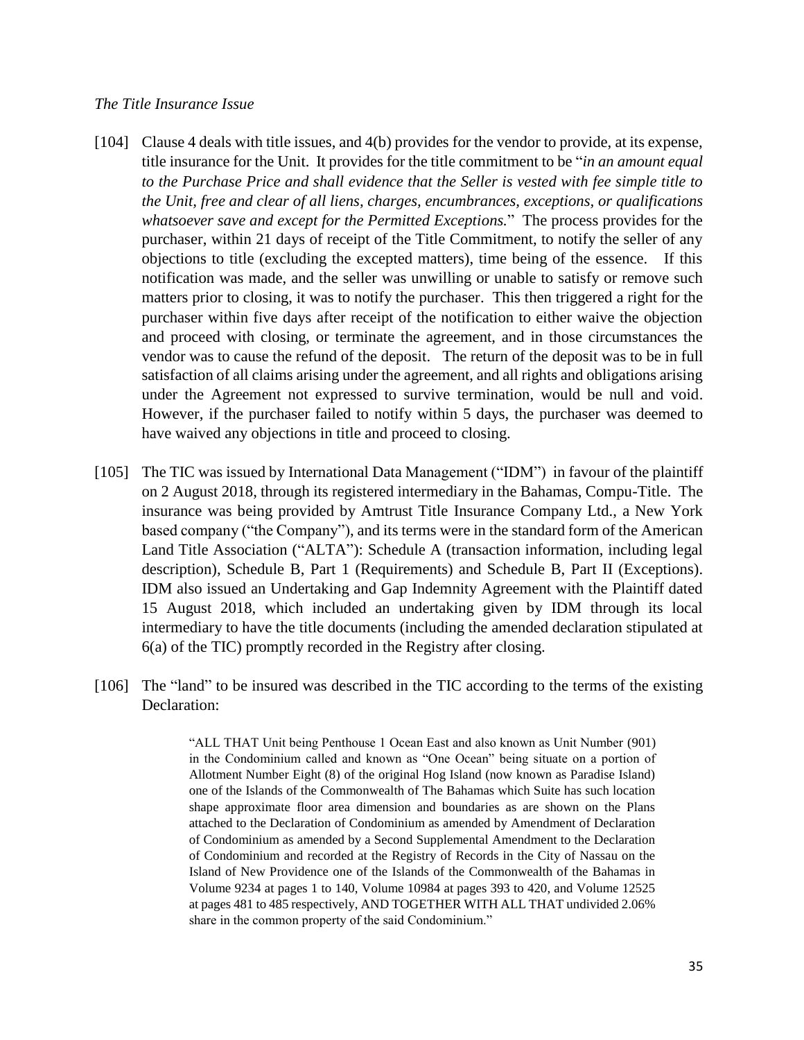*The Title Insurance Issue*

[104] Clause 4 deals with title issues, and 4(b) provides for the vendor to provide, at its expense, title insurance for the Unit. It provides for the title commitment to be "*in an amount equal to the Purchase Price and shall evidence that the Seller is vested with fee simple title to the Unit, free and clear of all liens, charges, encumbrances, exceptions, or qualifications whatsoever save and except for the Permitted Exceptions.*" The process provides for the purchaser, within 21 days of receipt of the Title Commitment, to notify the seller of any objections to title (excluding the excepted matters), time being of the essence. If this notification was made, and the seller was unwilling or unable to satisfy or remove such matters prior to closing, it was to notify the purchaser. This then triggered a right for the purchaser within five days after receipt of the notification to either waive the objection and proceed with closing, or terminate the agreement, and in those circumstances the vendor was to cause the refund of the deposit. The return of the deposit was to be in full satisfaction of all claims arising under the agreement, and all rights and obligations arising under the Agreement not expressed to survive termination, would be null and void. However, if the purchaser failed to notify within 5 days, the purchaser was deemed to have waived any objections in title and proceed to closing.

[105] The TIC was issued by International Data Management ("IDM") in favour of the plaintiff on 2 August 2018, through its registered intermediary in the Bahamas, Compu-Title. The insurance was being provided by Amtrust Title Insurance Company Ltd., a New York based company ("the Company"), and its terms were in the standard form of the American Land Title Association ("ALTA"): Schedule A (transaction information, including legal description), Schedule B, Part 1 (Requirements) and Schedule B, Part II (Exceptions). IDM also issued an Undertaking and Gap Indemnity Agreement with the Plaintiff dated 15 August 2018, which included an undertaking given by IDM through its local intermediary to have the title documents (including the amended declaration stipulated at 6(a) of the TIC) promptly recorded in the Registry after closing.

[106] The "land" to be insured was described in the TIC according to the terms of the existing Declaration:

> "ALL THAT Unit being Penthouse 1 Ocean East and also known as Unit Number (901) in the Condominium called and known as "One Ocean" being situate on a portion of Allotment Number Eight (8) of the original Hog Island (now known as Paradise Island) one of the Islands of the Commonwealth of The Bahamas which Suite has such location shape approximate floor area dimension and boundaries as are shown on the Plans attached to the Declaration of Condominium as amended by Amendment of Declaration of Condominium as amended by a Second Supplemental Amendment to the Declaration of Condominium and recorded at the Registry of Records in the City of Nassau on the Island of New Providence one of the Islands of the Commonwealth of the Bahamas in Volume 9234 at pages 1 to 140, Volume 10984 at pages 393 to 420, and Volume 12525 at pages 481 to 485 respectively, AND TOGETHER WITH ALL THAT undivided 2.06% share in the common property of the said Condominium."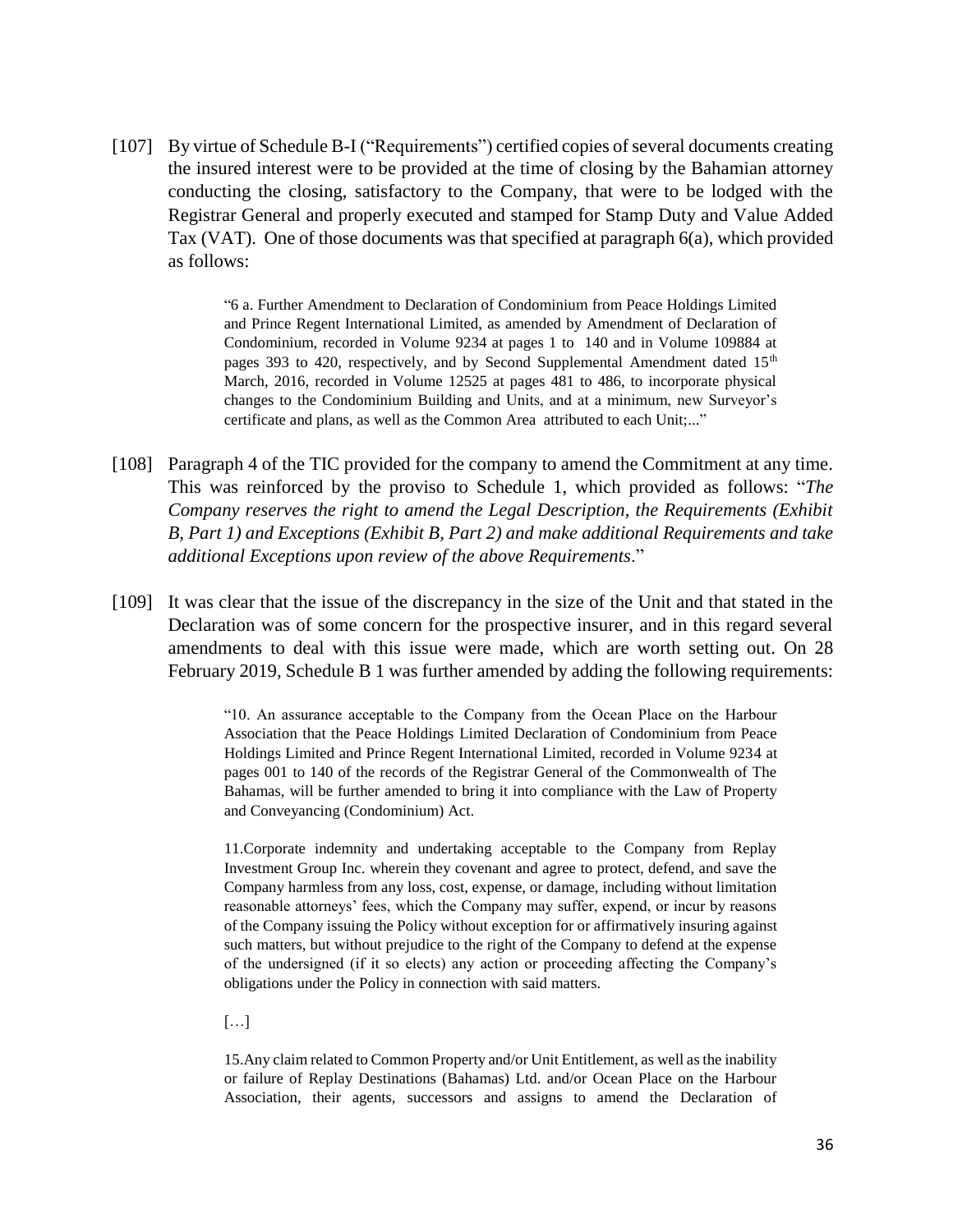[107] By virtue of Schedule B-I ("Requirements") certified copies of several documents creating the insured interest were to be provided at the time of closing by the Bahamian attorney conducting the closing, satisfactory to the Company, that were to be lodged with the Registrar General and properly executed and stamped for Stamp Duty and Value Added Tax (VAT). One of those documents was that specified at paragraph 6(a), which provided as follows:

> "6 a. Further Amendment to Declaration of Condominium from Peace Holdings Limited and Prince Regent International Limited, as amended by Amendment of Declaration of Condominium, recorded in Volume 9234 at pages 1 to 140 and in Volume 109884 at pages 393 to 420, respectively, and by Second Supplemental Amendment dated 15th March, 2016, recorded in Volume 12525 at pages 481 to 486, to incorporate physical changes to the Condominium Building and Units, and at a minimum, new Surveyor's certificate and plans, as well as the Common Area attributed to each Unit;..."

[108] Paragraph 4 of the TIC provided for the company to amend the Commitment at any time. This was reinforced by the proviso to Schedule 1, which provided as follows: "*The Company reserves the right to amend the Legal Description, the Requirements (Exhibit B, Part 1) and Exceptions (Exhibit B, Part 2) and make additional Requirements and take additional Exceptions upon review of the above Requirements*."

[109] It was clear that the issue of the discrepancy in the size of the Unit and that stated in the Declaration was of some concern for the prospective insurer, and in this regard several amendments to deal with this issue were made, which are worth setting out. On 28 February 2019, Schedule B 1 was further amended by adding the following requirements:

> "10. An assurance acceptable to the Company from the Ocean Place on the Harbour Association that the Peace Holdings Limited Declaration of Condominium from Peace Holdings Limited and Prince Regent International Limited, recorded in Volume 9234 at pages 001 to 140 of the records of the Registrar General of the Commonwealth of The Bahamas, will be further amended to bring it into compliance with the Law of Property and Conveyancing (Condominium) Act.
>
> 11.Corporate indemnity and undertaking acceptable to the Company from Replay Investment Group Inc. wherein they covenant and agree to protect, defend, and save the Company harmless from any loss, cost, expense, or damage, including without limitation reasonable attorneys' fees, which the Company may suffer, expend, or incur by reasons of the Company issuing the Policy without exception for or affirmatively insuring against such matters, but without prejudice to the right of the Company to defend at the expense of the undersigned (if it so elects) any action or proceeding affecting the Company's obligations under the Policy in connection with said matters.
>
> […]
>
> 15.Any claim related to Common Property and/or Unit Entitlement, as well as the inability or failure of Replay Destinations (Bahamas) Ltd. and/or Ocean Place on the Harbour Association, their agents, successors and assigns to amend the Declaration of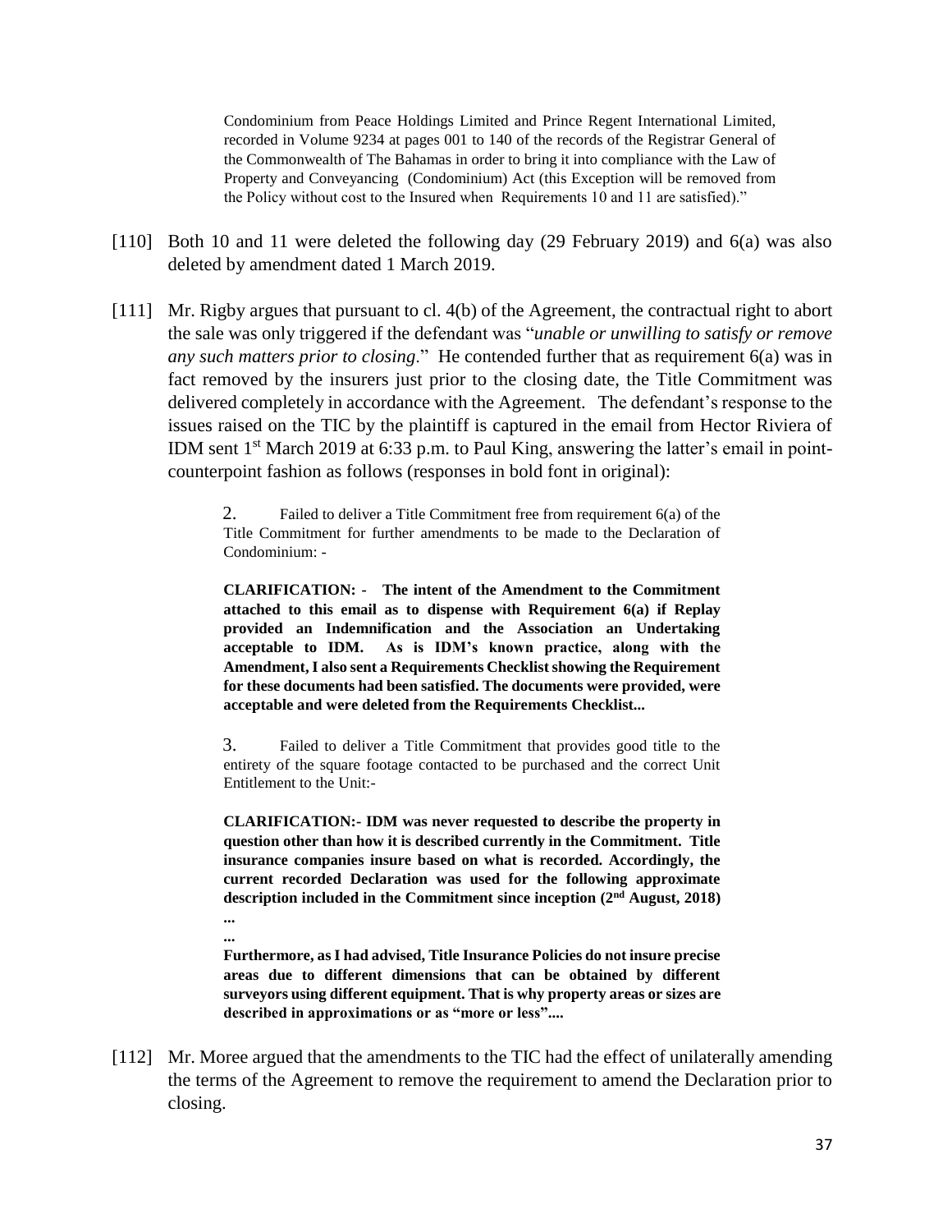> Condominium from Peace Holdings Limited and Prince Regent International Limited, recorded in Volume 9234 at pages 001 to 140 of the records of the Registrar General of the Commonwealth of The Bahamas in order to bring it into compliance with the Law of Property and Conveyancing (Condominium) Act (this Exception will be removed from the Policy without cost to the Insured when Requirements 10 and 11 are satisfied)."

[110] Both 10 and 11 were deleted the following day (29 February 2019) and 6(a) was also deleted by amendment dated 1 March 2019.

[111] Mr. Rigby argues that pursuant to cl. 4(b) of the Agreement, the contractual right to abort the sale was only triggered if the defendant was "*unable or unwilling to satisfy or remove any such matters prior to closing*." He contended further that as requirement 6(a) was in fact removed by the insurers just prior to the closing date, the Title Commitment was delivered completely in accordance with the Agreement. The defendant's response to the issues raised on the TIC by the plaintiff is captured in the email from Hector Riviera of IDM sent 1st March 2019 at 6:33 p.m. to Paul King, answering the latter's email in point-counterpoint fashion as follows (responses in bold font in original):

> 2. Failed to deliver a Title Commitment free from requirement 6(a) of the Title Commitment for further amendments to be made to the Declaration of Condominium: -
>
> **CLARIFICATION: - The intent of the Amendment to the Commitment attached to this email as to dispense with Requirement 6(a) if Replay provided an Indemnification and the Association an Undertaking acceptable to IDM. As is IDM's known practice, along with the Amendment, I also sent a Requirements Checklist showing the Requirement for these documents had been satisfied. The documents were provided, were acceptable and were deleted from the Requirements Checklist...**
>
> 3. Failed to deliver a Title Commitment that provides good title to the entirety of the square footage contacted to be purchased and the correct Unit Entitlement to the Unit:-
>
> **CLARIFICATION:- IDM was never requested to describe the property in question other than how it is described currently in the Commitment. Title insurance companies insure based on what is recorded. Accordingly, the current recorded Declaration was used for the following approximate description included in the Commitment since inception (2nd August, 2018)**
>
> **...**
>
> **...**
>
> **Furthermore, as I had advised, Title Insurance Policies do not insure precise areas due to different dimensions that can be obtained by different surveyors using different equipment. That is why property areas or sizes are described in approximations or as "more or less"....**

[112] Mr. Moree argued that the amendments to the TIC had the effect of unilaterally amending the terms of the Agreement to remove the requirement to amend the Declaration prior to closing.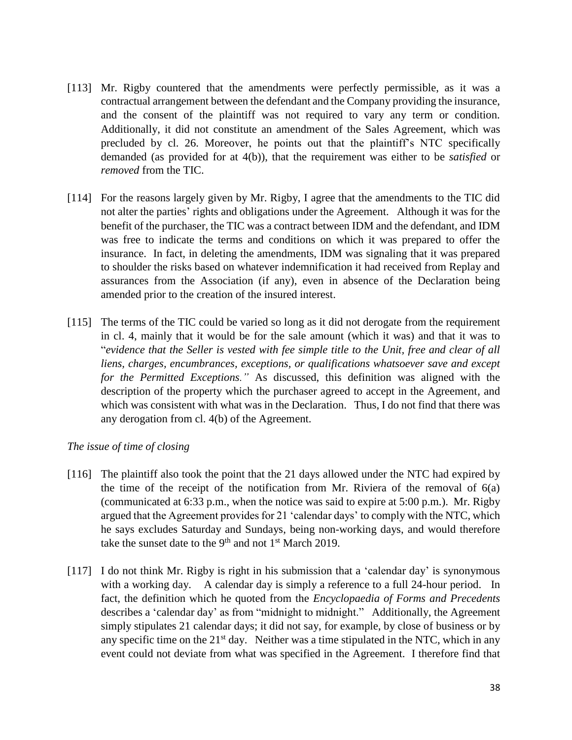[113] Mr. Rigby countered that the amendments were perfectly permissible, as it was a contractual arrangement between the defendant and the Company providing the insurance, and the consent of the plaintiff was not required to vary any term or condition. Additionally, it did not constitute an amendment of the Sales Agreement, which was precluded by cl. 26. Moreover, he points out that the plaintiff's NTC specifically demanded (as provided for at 4(b)), that the requirement was either to be *satisfied* or *removed* from the TIC.

[114] For the reasons largely given by Mr. Rigby, I agree that the amendments to the TIC did not alter the parties' rights and obligations under the Agreement. Although it was for the benefit of the purchaser, the TIC was a contract between IDM and the defendant, and IDM was free to indicate the terms and conditions on which it was prepared to offer the insurance. In fact, in deleting the amendments, IDM was signaling that it was prepared to shoulder the risks based on whatever indemnification it had received from Replay and assurances from the Association (if any), even in absence of the Declaration being amended prior to the creation of the insured interest.

[115] The terms of the TIC could be varied so long as it did not derogate from the requirement in cl. 4, mainly that it would be for the sale amount (which it was) and that it was to "*evidence that the Seller is vested with fee simple title to the Unit, free and clear of all liens, charges, encumbrances, exceptions, or qualifications whatsoever save and except for the Permitted Exceptions."* As discussed, this definition was aligned with the description of the property which the purchaser agreed to accept in the Agreement, and which was consistent with what was in the Declaration. Thus, I do not find that there was any derogation from cl. 4(b) of the Agreement.

*The issue of time of closing*

[116] The plaintiff also took the point that the 21 days allowed under the NTC had expired by the time of the receipt of the notification from Mr. Riviera of the removal of 6(a) (communicated at 6:33 p.m., when the notice was said to expire at 5:00 p.m.). Mr. Rigby argued that the Agreement provides for 21 'calendar days' to comply with the NTC, which he says excludes Saturday and Sundays, being non-working days, and would therefore take the sunset date to the 9th and not 1st March 2019.

[117] I do not think Mr. Rigby is right in his submission that a 'calendar day' is synonymous with a working day. A calendar day is simply a reference to a full 24-hour period. In fact, the definition which he quoted from the *Encyclopaedia of Forms and Precedents* describes a 'calendar day' as from "midnight to midnight." Additionally, the Agreement simply stipulates 21 calendar days; it did not say, for example, by close of business or by any specific time on the 21st day. Neither was a time stipulated in the NTC, which in any event could not deviate from what was specified in the Agreement. I therefore find that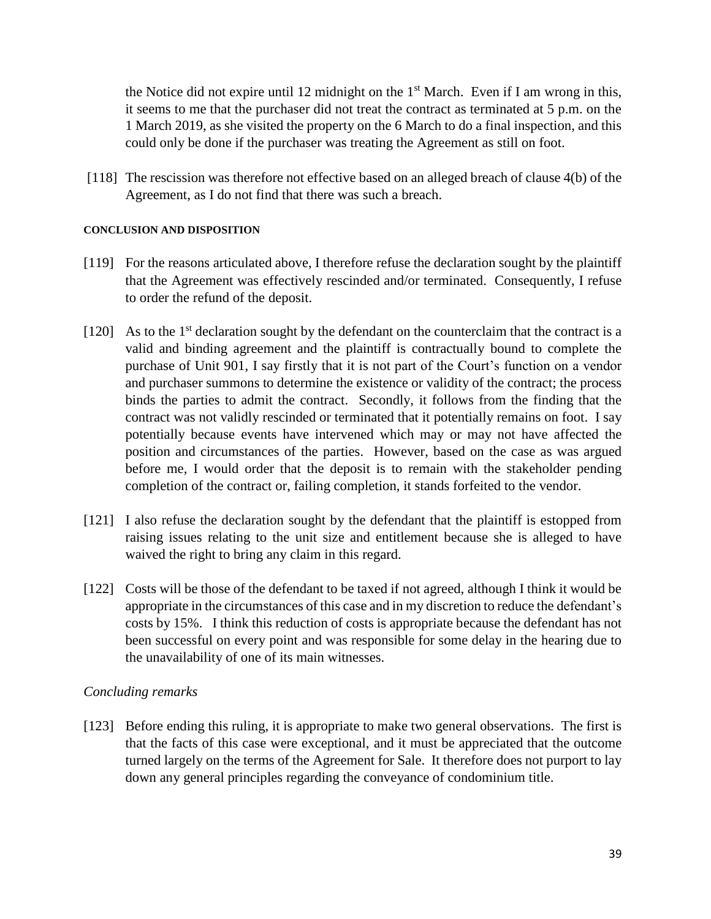the Notice did not expire until 12 midnight on the 1st March. Even if I am wrong in this, it seems to me that the purchaser did not treat the contract as terminated at 5 p.m. on the 1 March 2019, as she visited the property on the 6 March to do a final inspection, and this could only be done if the purchaser was treating the Agreement as still on foot.

[118] The rescission was therefore not effective based on an alleged breach of clause 4(b) of the Agreement, as I do not find that there was such a breach.

#### CONCLUSION AND DISPOSITION

[119] For the reasons articulated above, I therefore refuse the declaration sought by the plaintiff that the Agreement was effectively rescinded and/or terminated. Consequently, I refuse to order the refund of the deposit.

[120] As to the 1st declaration sought by the defendant on the counterclaim that the contract is a valid and binding agreement and the plaintiff is contractually bound to complete the purchase of Unit 901, I say firstly that it is not part of the Court's function on a vendor and purchaser summons to determine the existence or validity of the contract; the process binds the parties to admit the contract. Secondly, it follows from the finding that the contract was not validly rescinded or terminated that it potentially remains on foot. I say potentially because events have intervened which may or may not have affected the position and circumstances of the parties. However, based on the case as was argued before me, I would order that the deposit is to remain with the stakeholder pending completion of the contract or, failing completion, it stands forfeited to the vendor.

[121] I also refuse the declaration sought by the defendant that the plaintiff is estopped from raising issues relating to the unit size and entitlement because she is alleged to have waived the right to bring any claim in this regard.

[122] Costs will be those of the defendant to be taxed if not agreed, although I think it would be appropriate in the circumstances of this case and in my discretion to reduce the defendant's costs by 15%. I think this reduction of costs is appropriate because the defendant has not been successful on every point and was responsible for some delay in the hearing due to the unavailability of one of its main witnesses.

*Concluding remarks*

[123] Before ending this ruling, it is appropriate to make two general observations. The first is that the facts of this case were exceptional, and it must be appreciated that the outcome turned largely on the terms of the Agreement for Sale. It therefore does not purport to lay down any general principles regarding the conveyance of condominium title.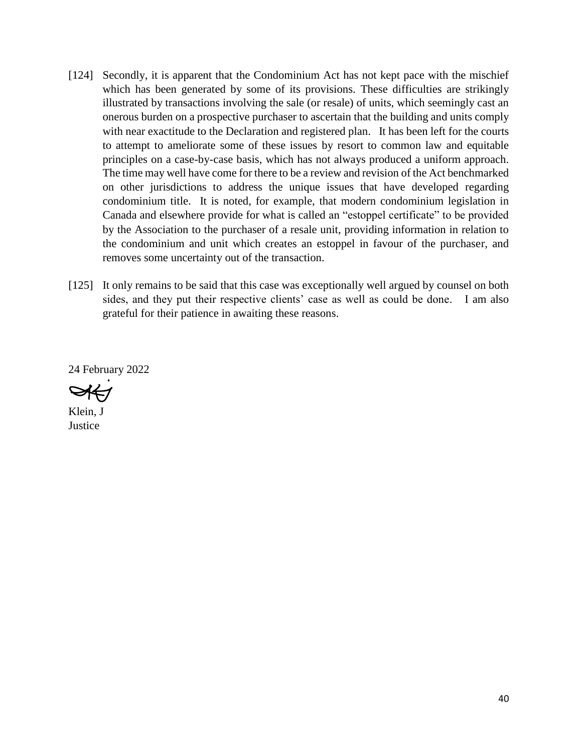[124] Secondly, it is apparent that the Condominium Act has not kept pace with the mischief which has been generated by some of its provisions. These difficulties are strikingly illustrated by transactions involving the sale (or resale) of units, which seemingly cast an onerous burden on a prospective purchaser to ascertain that the building and units comply with near exactitude to the Declaration and registered plan. It has been left for the courts to attempt to ameliorate some of these issues by resort to common law and equitable principles on a case-by-case basis, which has not always produced a uniform approach. The time may well have come for there to be a review and revision of the Act benchmarked on other jurisdictions to address the unique issues that have developed regarding condominium title. It is noted, for example, that modern condominium legislation in Canada and elsewhere provide for what is called an "estoppel certificate" to be provided by the Association to the purchaser of a resale unit, providing information in relation to the condominium and unit which creates an estoppel in favour of the purchaser, and removes some uncertainty out of the transaction.

[125] It only remains to be said that this case was exceptionally well argued by counsel on both sides, and they put their respective clients' case as well as could be done. I am also grateful for their patience in awaiting these reasons.

24 February 2022

Klein, J
Justice